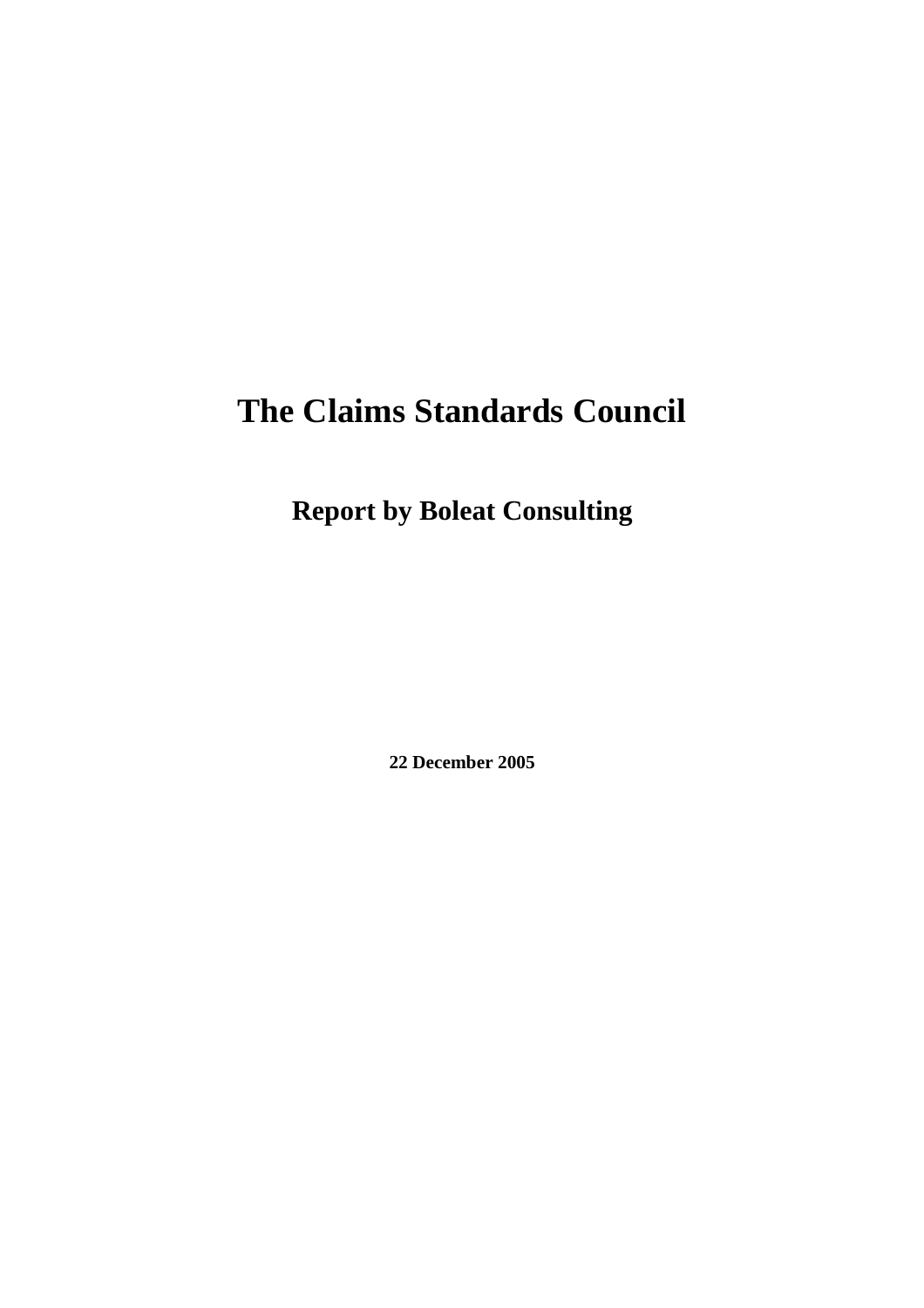# The Claims Standards Council

## Report by Boleat Consulting

**22 December 2005**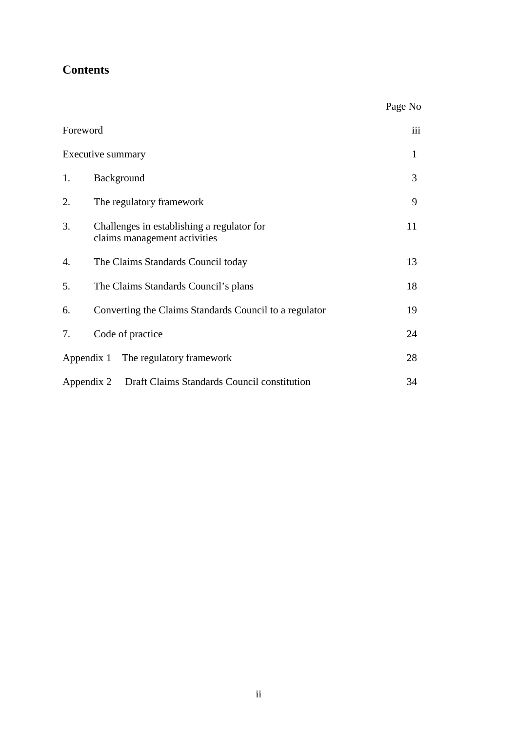## Contents

| | Page No |
|---|---|
| Foreword | iii |
| Executive summary | 1 |
| 1. Background | 3 |
| 2. The regulatory framework | 9 |
| 3. Challenges in establishing a regulator for claims management activities | 11 |
| 4. The Claims Standards Council today | 13 |
| 5. The Claims Standards Council's plans | 18 |
| 6. Converting the Claims Standards Council to a regulator | 19 |
| 7. Code of practice | 24 |
| Appendix 1 The regulatory framework | 28 |
| Appendix 2 Draft Claims Standards Council constitution | 34 |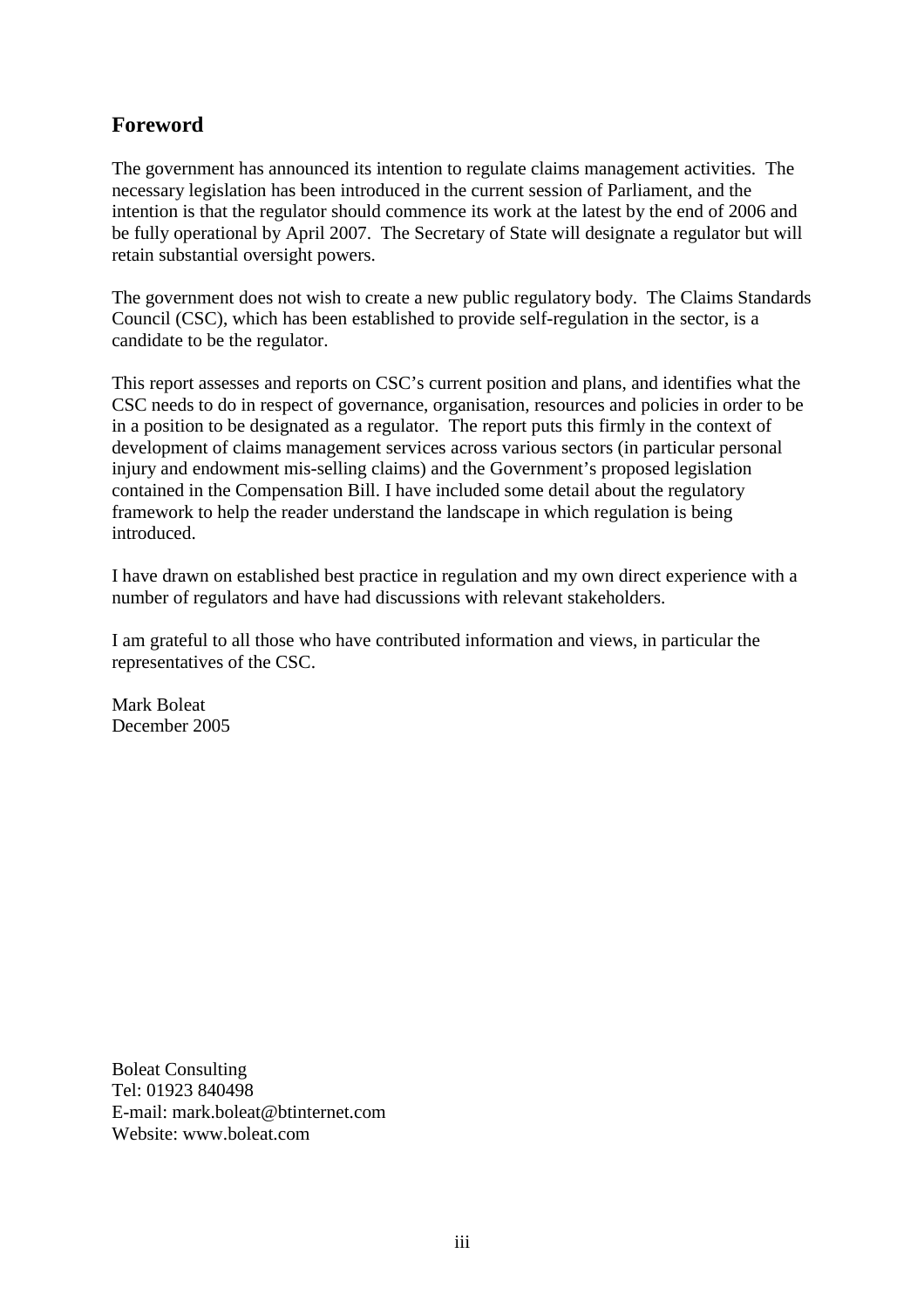## Foreword

The government has announced its intention to regulate claims management activities. The necessary legislation has been introduced in the current session of Parliament, and the intention is that the regulator should commence its work at the latest by the end of 2006 and be fully operational by April 2007. The Secretary of State will designate a regulator but will retain substantial oversight powers.

The government does not wish to create a new public regulatory body. The Claims Standards Council (CSC), which has been established to provide self-regulation in the sector, is a candidate to be the regulator.

This report assesses and reports on CSC's current position and plans, and identifies what the CSC needs to do in respect of governance, organisation, resources and policies in order to be in a position to be designated as a regulator. The report puts this firmly in the context of development of claims management services across various sectors (in particular personal injury and endowment mis-selling claims) and the Government's proposed legislation contained in the Compensation Bill. I have included some detail about the regulatory framework to help the reader understand the landscape in which regulation is being introduced.

I have drawn on established best practice in regulation and my own direct experience with a number of regulators and have had discussions with relevant stakeholders.

I am grateful to all those who have contributed information and views, in particular the representatives of the CSC.

Mark Boleat  
December 2005

Boleat Consulting  
Tel: 01923 840498  
E-mail: mark.boleat@btinternet.com  
Website: www.boleat.com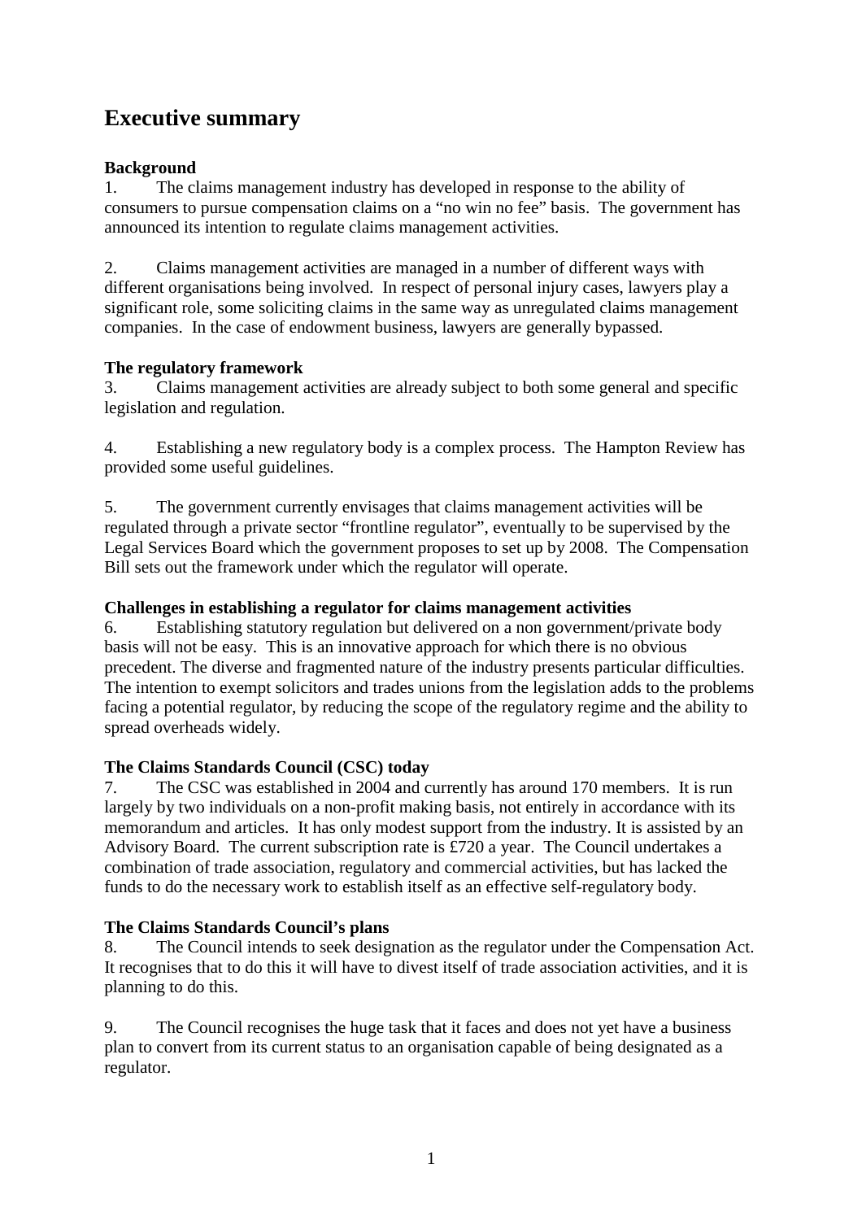# Executive summary

**Background**

1. The claims management industry has developed in response to the ability of consumers to pursue compensation claims on a "no win no fee" basis. The government has announced its intention to regulate claims management activities.

2. Claims management activities are managed in a number of different ways with different organisations being involved. In respect of personal injury cases, lawyers play a significant role, some soliciting claims in the same way as unregulated claims management companies. In the case of endowment business, lawyers are generally bypassed.

**The regulatory framework**

3. Claims management activities are already subject to both some general and specific legislation and regulation.

4. Establishing a new regulatory body is a complex process. The Hampton Review has provided some useful guidelines.

5. The government currently envisages that claims management activities will be regulated through a private sector "frontline regulator", eventually to be supervised by the Legal Services Board which the government proposes to set up by 2008. The Compensation Bill sets out the framework under which the regulator will operate.

**Challenges in establishing a regulator for claims management activities**

6. Establishing statutory regulation but delivered on a non government/private body basis will not be easy. This is an innovative approach for which there is no obvious precedent. The diverse and fragmented nature of the industry presents particular difficulties. The intention to exempt solicitors and trades unions from the legislation adds to the problems facing a potential regulator, by reducing the scope of the regulatory regime and the ability to spread overheads widely.

**The Claims Standards Council (CSC) today**

7. The CSC was established in 2004 and currently has around 170 members. It is run largely by two individuals on a non-profit making basis, not entirely in accordance with its memorandum and articles. It has only modest support from the industry. It is assisted by an Advisory Board. The current subscription rate is £720 a year. The Council undertakes a combination of trade association, regulatory and commercial activities, but has lacked the funds to do the necessary work to establish itself as an effective self-regulatory body.

**The Claims Standards Council's plans**

8. The Council intends to seek designation as the regulator under the Compensation Act. It recognises that to do this it will have to divest itself of trade association activities, and it is planning to do this.

9. The Council recognises the huge task that it faces and does not yet have a business plan to convert from its current status to an organisation capable of being designated as a regulator.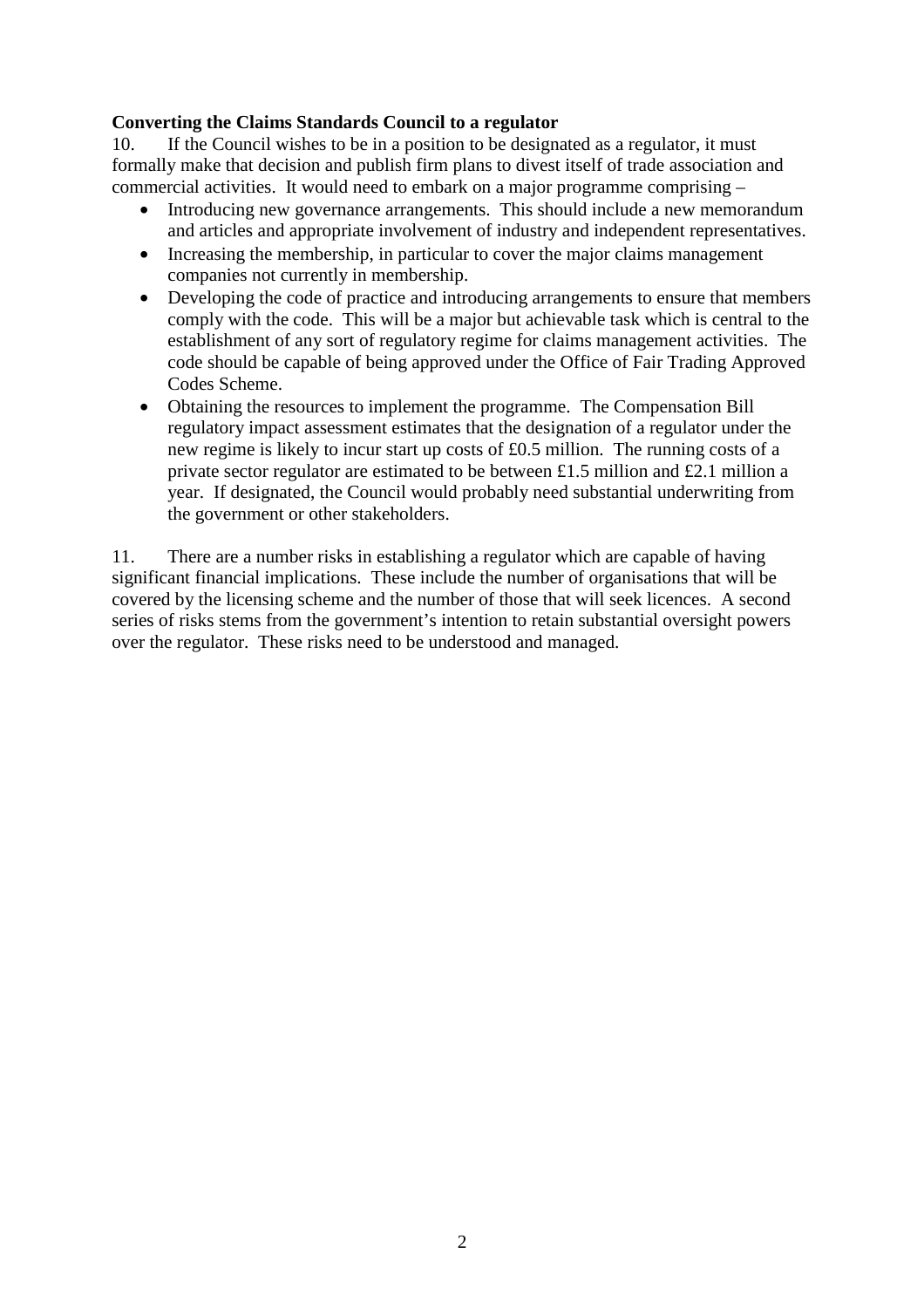**Converting the Claims Standards Council to a regulator**

10. If the Council wishes to be in a position to be designated as a regulator, it must formally make that decision and publish firm plans to divest itself of trade association and commercial activities. It would need to embark on a major programme comprising –

- Introducing new governance arrangements. This should include a new memorandum and articles and appropriate involvement of industry and independent representatives.
- Increasing the membership, in particular to cover the major claims management companies not currently in membership.
- Developing the code of practice and introducing arrangements to ensure that members comply with the code. This will be a major but achievable task which is central to the establishment of any sort of regulatory regime for claims management activities. The code should be capable of being approved under the Office of Fair Trading Approved Codes Scheme.
- Obtaining the resources to implement the programme. The Compensation Bill regulatory impact assessment estimates that the designation of a regulator under the new regime is likely to incur start up costs of £0.5 million. The running costs of a private sector regulator are estimated to be between £1.5 million and £2.1 million a year. If designated, the Council would probably need substantial underwriting from the government or other stakeholders.

11. There are a number risks in establishing a regulator which are capable of having significant financial implications. These include the number of organisations that will be covered by the licensing scheme and the number of those that will seek licences. A second series of risks stems from the government's intention to retain substantial oversight powers over the regulator. These risks need to be understood and managed.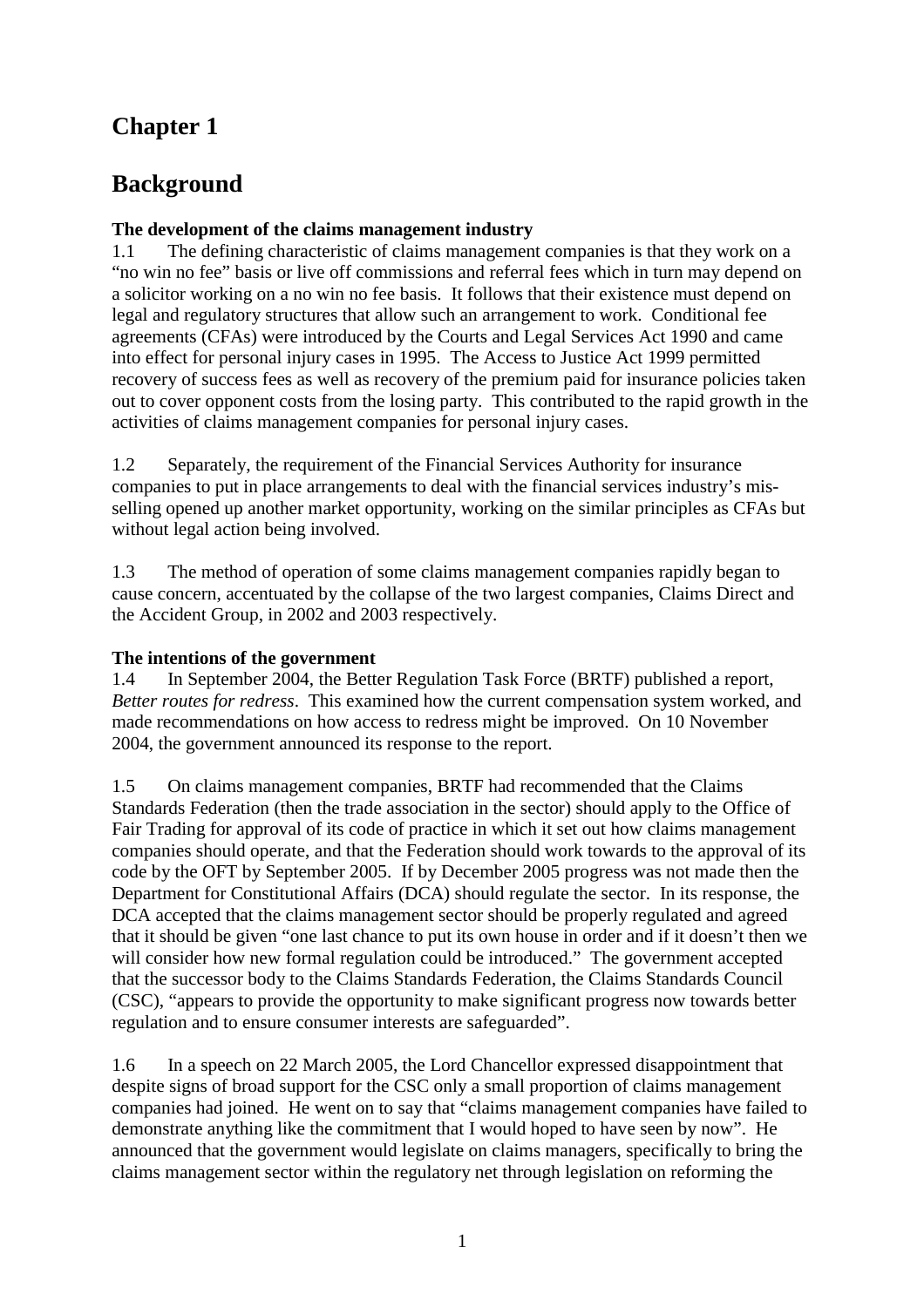# Chapter 1

# Background

**The development of the claims management industry**

1.1 The defining characteristic of claims management companies is that they work on a "no win no fee" basis or live off commissions and referral fees which in turn may depend on a solicitor working on a no win no fee basis. It follows that their existence must depend on legal and regulatory structures that allow such an arrangement to work. Conditional fee agreements (CFAs) were introduced by the Courts and Legal Services Act 1990 and came into effect for personal injury cases in 1995. The Access to Justice Act 1999 permitted recovery of success fees as well as recovery of the premium paid for insurance policies taken out to cover opponent costs from the losing party. This contributed to the rapid growth in the activities of claims management companies for personal injury cases.

1.2 Separately, the requirement of the Financial Services Authority for insurance companies to put in place arrangements to deal with the financial services industry's mis-selling opened up another market opportunity, working on the similar principles as CFAs but without legal action being involved.

1.3 The method of operation of some claims management companies rapidly began to cause concern, accentuated by the collapse of the two largest companies, Claims Direct and the Accident Group, in 2002 and 2003 respectively.

**The intentions of the government**

1.4 In September 2004, the Better Regulation Task Force (BRTF) published a report, *Better routes for redress*. This examined how the current compensation system worked, and made recommendations on how access to redress might be improved. On 10 November 2004, the government announced its response to the report.

1.5 On claims management companies, BRTF had recommended that the Claims Standards Federation (then the trade association in the sector) should apply to the Office of Fair Trading for approval of its code of practice in which it set out how claims management companies should operate, and that the Federation should work towards to the approval of its code by the OFT by September 2005. If by December 2005 progress was not made then the Department for Constitutional Affairs (DCA) should regulate the sector. In its response, the DCA accepted that the claims management sector should be properly regulated and agreed that it should be given "one last chance to put its own house in order and if it doesn't then we will consider how new formal regulation could be introduced." The government accepted that the successor body to the Claims Standards Federation, the Claims Standards Council (CSC), "appears to provide the opportunity to make significant progress now towards better regulation and to ensure consumer interests are safeguarded".

1.6 In a speech on 22 March 2005, the Lord Chancellor expressed disappointment that despite signs of broad support for the CSC only a small proportion of claims management companies had joined. He went on to say that "claims management companies have failed to demonstrate anything like the commitment that I would hoped to have seen by now". He announced that the government would legislate on claims managers, specifically to bring the claims management sector within the regulatory net through legislation on reforming the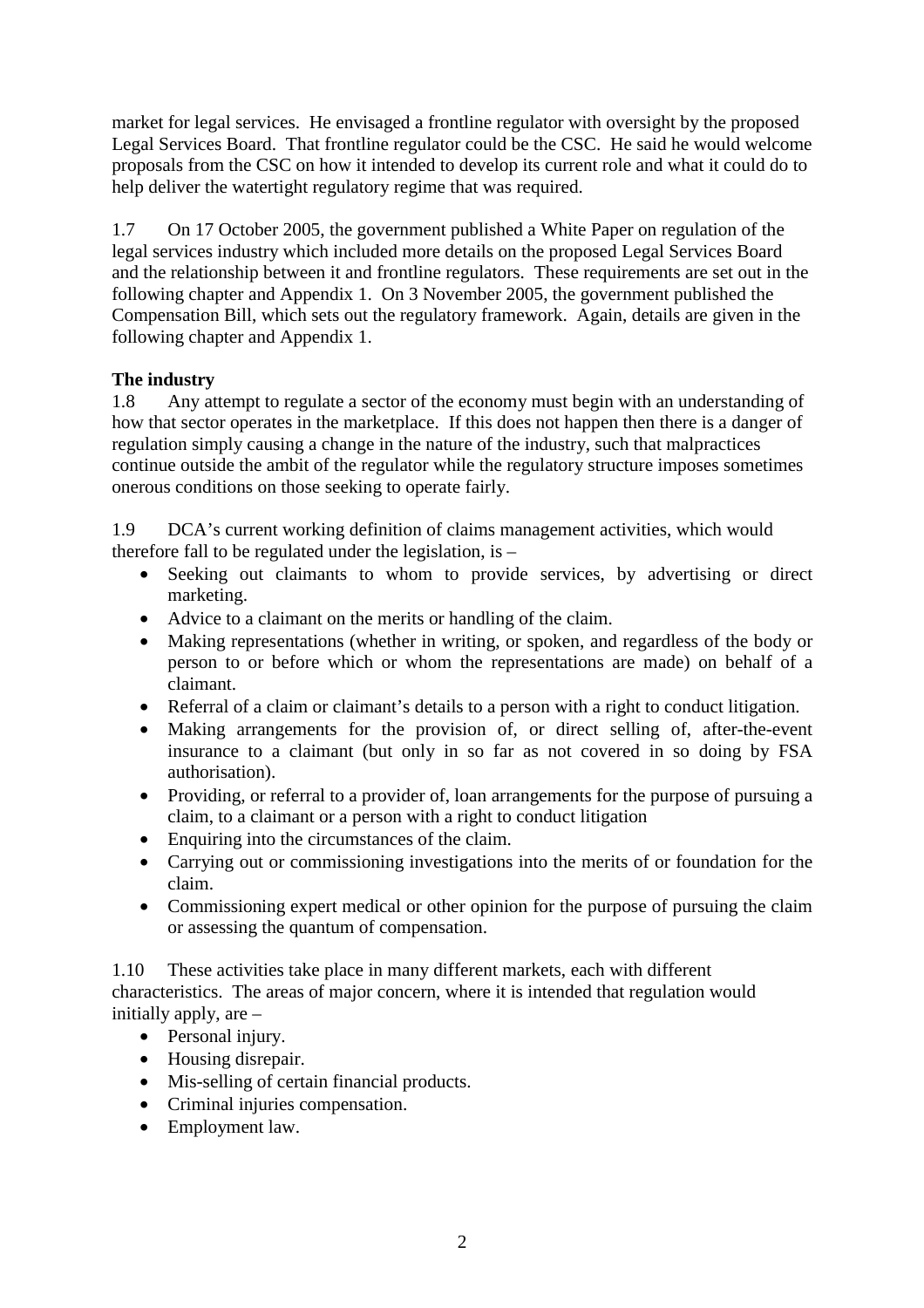market for legal services. He envisaged a frontline regulator with oversight by the proposed Legal Services Board. That frontline regulator could be the CSC. He said he would welcome proposals from the CSC on how it intended to develop its current role and what it could do to help deliver the watertight regulatory regime that was required.

1.7 On 17 October 2005, the government published a White Paper on regulation of the legal services industry which included more details on the proposed Legal Services Board and the relationship between it and frontline regulators. These requirements are set out in the following chapter and Appendix 1. On 3 November 2005, the government published the Compensation Bill, which sets out the regulatory framework. Again, details are given in the following chapter and Appendix 1.

**The industry**

1.8 Any attempt to regulate a sector of the economy must begin with an understanding of how that sector operates in the marketplace. If this does not happen then there is a danger of regulation simply causing a change in the nature of the industry, such that malpractices continue outside the ambit of the regulator while the regulatory structure imposes sometimes onerous conditions on those seeking to operate fairly.

1.9 DCA's current working definition of claims management activities, which would therefore fall to be regulated under the legislation, is –

- Seeking out claimants to whom to provide services, by advertising or direct marketing.
- Advice to a claimant on the merits or handling of the claim.
- Making representations (whether in writing, or spoken, and regardless of the body or person to or before which or whom the representations are made) on behalf of a claimant.
- Referral of a claim or claimant's details to a person with a right to conduct litigation.
- Making arrangements for the provision of, or direct selling of, after-the-event insurance to a claimant (but only in so far as not covered in so doing by FSA authorisation).
- Providing, or referral to a provider of, loan arrangements for the purpose of pursuing a claim, to a claimant or a person with a right to conduct litigation
- Enquiring into the circumstances of the claim.
- Carrying out or commissioning investigations into the merits of or foundation for the claim.
- Commissioning expert medical or other opinion for the purpose of pursuing the claim or assessing the quantum of compensation.

1.10 These activities take place in many different markets, each with different characteristics. The areas of major concern, where it is intended that regulation would initially apply, are –

- Personal injury.
- Housing disrepair.
- Mis-selling of certain financial products.
- Criminal injuries compensation.
- Employment law.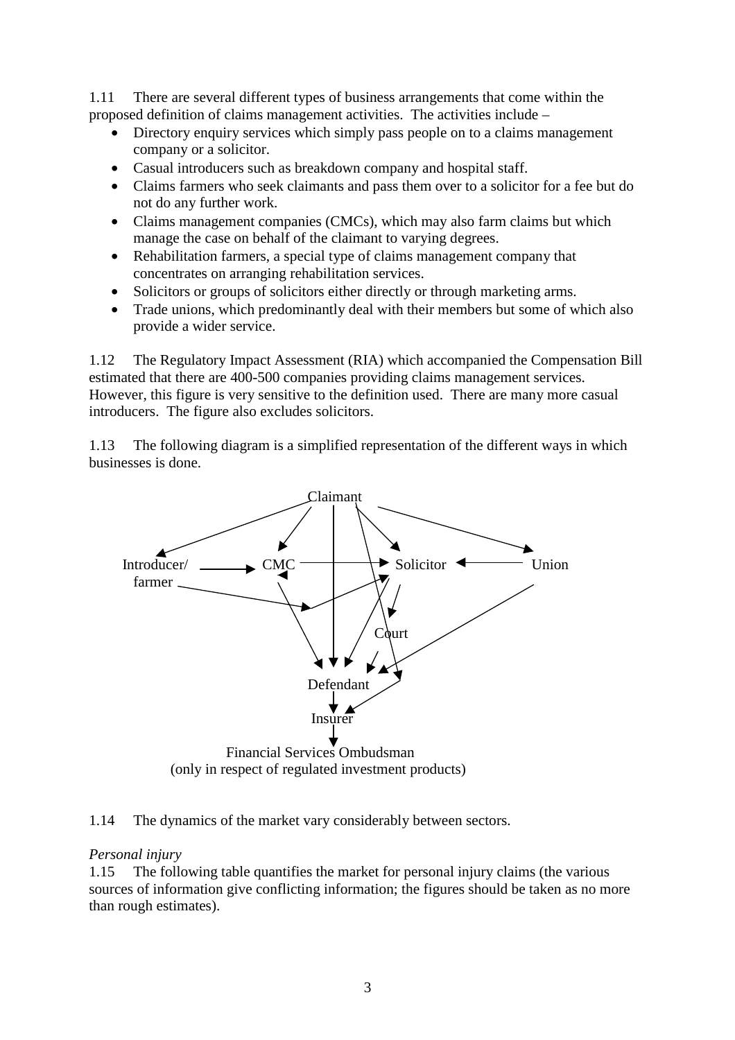1.11 There are several different types of business arrangements that come within the proposed definition of claims management activities. The activities include –

- Directory enquiry services which simply pass people on to a claims management company or a solicitor.
- Casual introducers such as breakdown company and hospital staff.
- Claims farmers who seek claimants and pass them over to a solicitor for a fee but do not do any further work.
- Claims management companies (CMCs), which may also farm claims but which manage the case on behalf of the claimant to varying degrees.
- Rehabilitation farmers, a special type of claims management company that concentrates on arranging rehabilitation services.
- Solicitors or groups of solicitors either directly or through marketing arms.
- Trade unions, which predominantly deal with their members but some of which also provide a wider service.

1.12 The Regulatory Impact Assessment (RIA) which accompanied the Compensation Bill estimated that there are 400-500 companies providing claims management services. However, this figure is very sensitive to the definition used. There are many more casual introducers. The figure also excludes solicitors.

1.13 The following diagram is a simplified representation of the different ways in which businesses is done.

Claimant

Introducer/ farmer — CMC — Solicitor — Union

Court

Defendant

Insurer

Financial Services Ombudsman
(only in respect of regulated investment products)

1.14 The dynamics of the market vary considerably between sectors.

*Personal injury*

1.15 The following table quantifies the market for personal injury claims (the various sources of information give conflicting information; the figures should be taken as no more than rough estimates).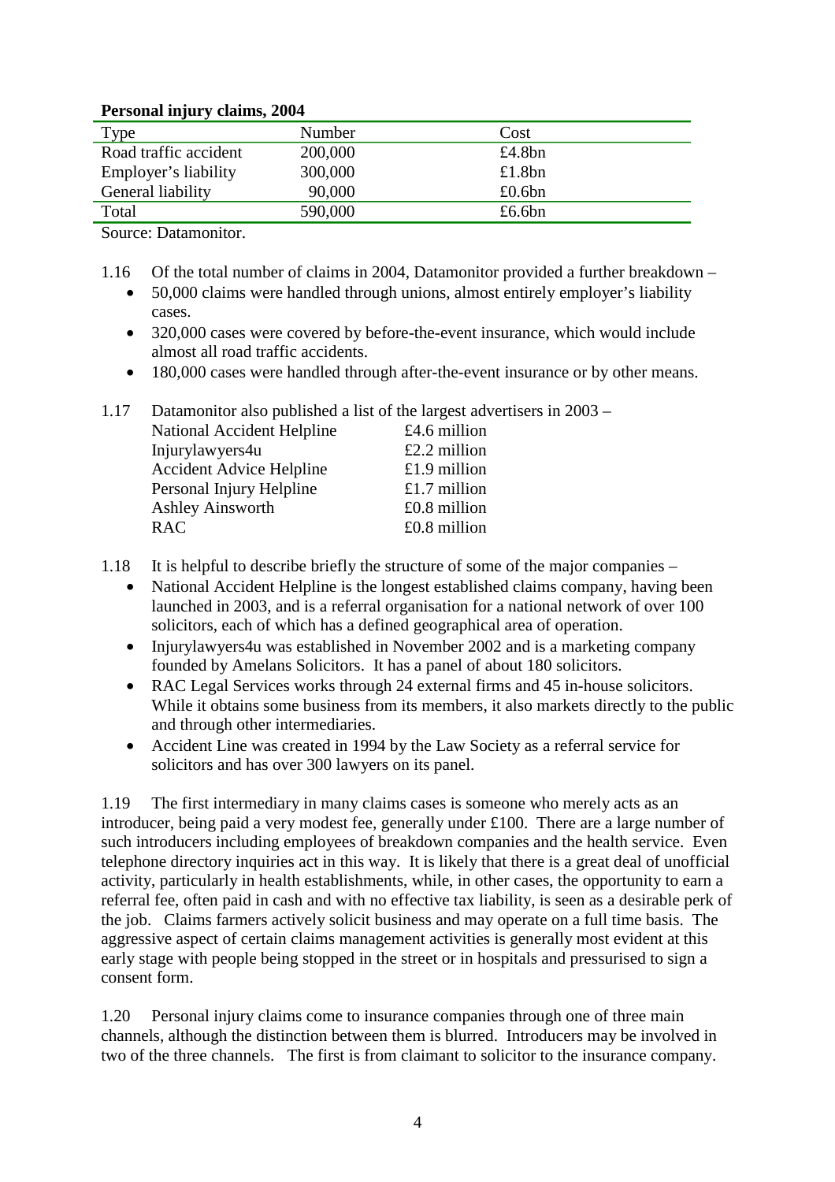**Personal injury claims, 2004**

| Type | Number | Cost |
|---|---|---|
| Road traffic accident | 200,000 | £4.8bn |
| Employer's liability | 300,000 | £1.8bn |
| General liability | 90,000 | £0.6bn |
| Total | 590,000 | £6.6bn |

Source: Datamonitor.

1.16 Of the total number of claims in 2004, Datamonitor provided a further breakdown –

- 50,000 claims were handled through unions, almost entirely employer's liability cases.
- 320,000 cases were covered by before-the-event insurance, which would include almost all road traffic accidents.
- 180,000 cases were handled through after-the-event insurance or by other means.

1.17 Datamonitor also published a list of the largest advertisers in 2003 –

| | |
|---|---|
| National Accident Helpline | £4.6 million |
| Injurylawyers4u | £2.2 million |
| Accident Advice Helpline | £1.9 million |
| Personal Injury Helpline | £1.7 million |
| Ashley Ainsworth | £0.8 million |
| RAC | £0.8 million |

1.18 It is helpful to describe briefly the structure of some of the major companies –

- National Accident Helpline is the longest established claims company, having been launched in 2003, and is a referral organisation for a national network of over 100 solicitors, each of which has a defined geographical area of operation.
- Injurylawyers4u was established in November 2002 and is a marketing company founded by Amelans Solicitors. It has a panel of about 180 solicitors.
- RAC Legal Services works through 24 external firms and 45 in-house solicitors. While it obtains some business from its members, it also markets directly to the public and through other intermediaries.
- Accident Line was created in 1994 by the Law Society as a referral service for solicitors and has over 300 lawyers on its panel.

1.19 The first intermediary in many claims cases is someone who merely acts as an introducer, being paid a very modest fee, generally under £100. There are a large number of such introducers including employees of breakdown companies and the health service. Even telephone directory inquiries act in this way. It is likely that there is a great deal of unofficial activity, particularly in health establishments, while, in other cases, the opportunity to earn a referral fee, often paid in cash and with no effective tax liability, is seen as a desirable perk of the job. Claims farmers actively solicit business and may operate on a full time basis. The aggressive aspect of certain claims management activities is generally most evident at this early stage with people being stopped in the street or in hospitals and pressurised to sign a consent form.

1.20 Personal injury claims come to insurance companies through one of three main channels, although the distinction between them is blurred. Introducers may be involved in two of the three channels. The first is from claimant to solicitor to the insurance company.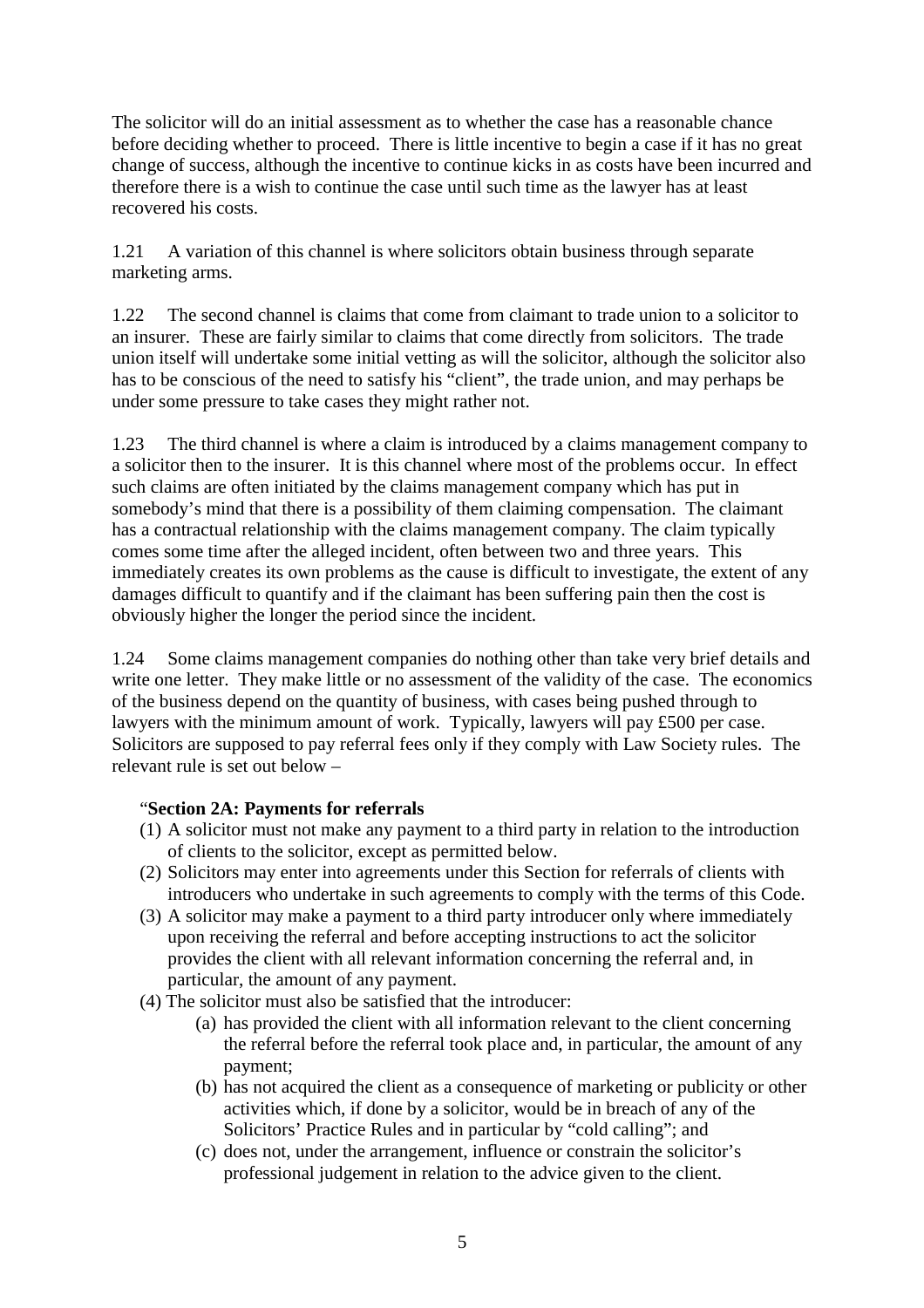The solicitor will do an initial assessment as to whether the case has a reasonable chance before deciding whether to proceed. There is little incentive to begin a case if it has no great change of success, although the incentive to continue kicks in as costs have been incurred and therefore there is a wish to continue the case until such time as the lawyer has at least recovered his costs.

1.21 A variation of this channel is where solicitors obtain business through separate marketing arms.

1.22 The second channel is claims that come from claimant to trade union to a solicitor to an insurer. These are fairly similar to claims that come directly from solicitors. The trade union itself will undertake some initial vetting as will the solicitor, although the solicitor also has to be conscious of the need to satisfy his "client", the trade union, and may perhaps be under some pressure to take cases they might rather not.

1.23 The third channel is where a claim is introduced by a claims management company to a solicitor then to the insurer. It is this channel where most of the problems occur. In effect such claims are often initiated by the claims management company which has put in somebody's mind that there is a possibility of them claiming compensation. The claimant has a contractual relationship with the claims management company. The claim typically comes some time after the alleged incident, often between two and three years. This immediately creates its own problems as the cause is difficult to investigate, the extent of any damages difficult to quantify and if the claimant has been suffering pain then the cost is obviously higher the longer the period since the incident.

1.24 Some claims management companies do nothing other than take very brief details and write one letter. They make little or no assessment of the validity of the case. The economics of the business depend on the quantity of business, with cases being pushed through to lawyers with the minimum amount of work. Typically, lawyers will pay £500 per case. Solicitors are supposed to pay referral fees only if they comply with Law Society rules. The relevant rule is set out below –

"**Section 2A: Payments for referrals**

(1) A solicitor must not make any payment to a third party in relation to the introduction of clients to the solicitor, except as permitted below.
(2) Solicitors may enter into agreements under this Section for referrals of clients with introducers who undertake in such agreements to comply with the terms of this Code.
(3) A solicitor may make a payment to a third party introducer only where immediately upon receiving the referral and before accepting instructions to act the solicitor provides the client with all relevant information concerning the referral and, in particular, the amount of any payment.
(4) The solicitor must also be satisfied that the introducer:
    (a) has provided the client with all information relevant to the client concerning the referral before the referral took place and, in particular, the amount of any payment;
    (b) has not acquired the client as a consequence of marketing or publicity or other activities which, if done by a solicitor, would be in breach of any of the Solicitors' Practice Rules and in particular by "cold calling"; and
    (c) does not, under the arrangement, influence or constrain the solicitor's professional judgement in relation to the advice given to the client.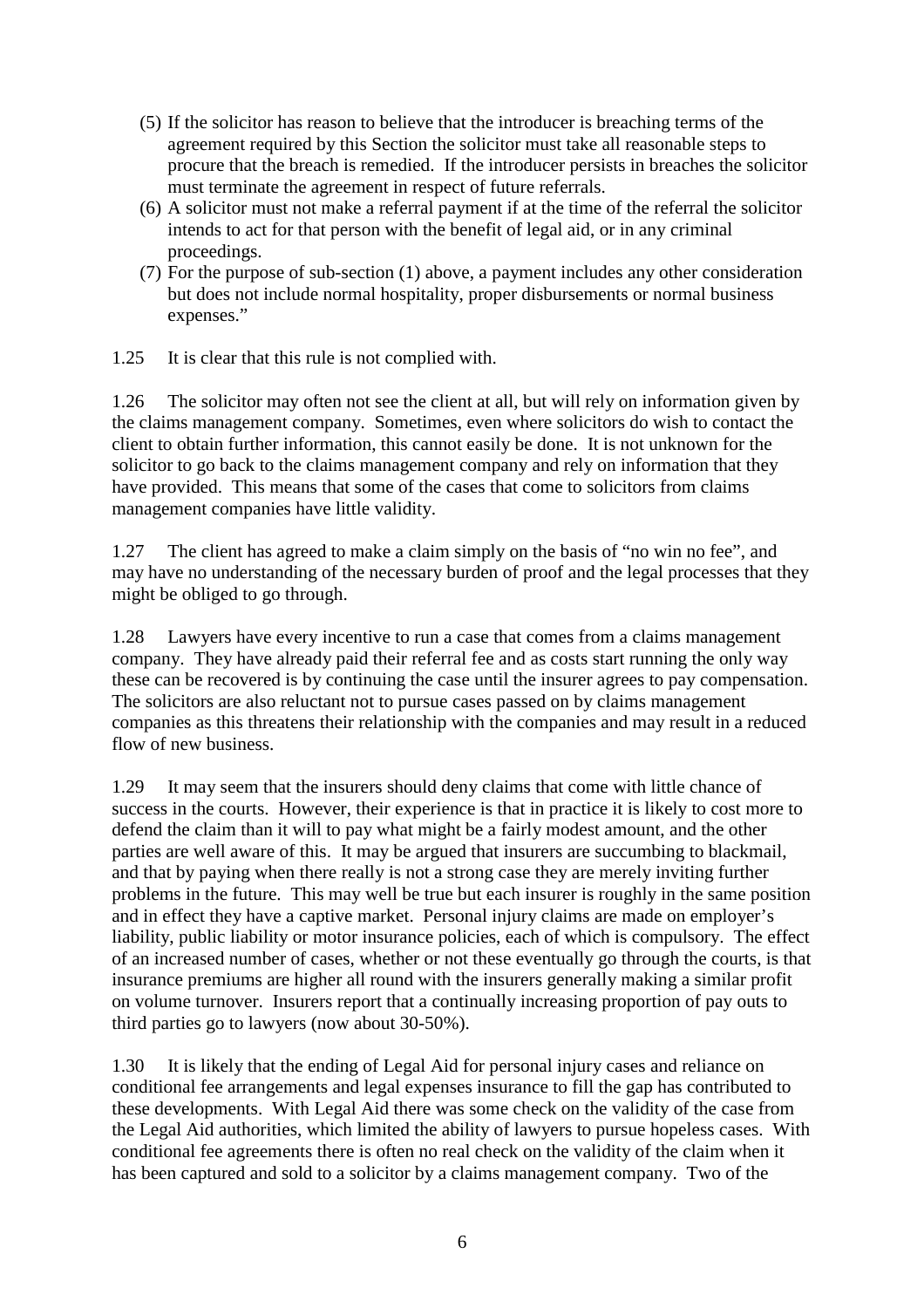(5) If the solicitor has reason to believe that the introducer is breaching terms of the agreement required by this Section the solicitor must take all reasonable steps to procure that the breach is remedied. If the introducer persists in breaches the solicitor must terminate the agreement in respect of future referrals.

(6) A solicitor must not make a referral payment if at the time of the referral the solicitor intends to act for that person with the benefit of legal aid, or in any criminal proceedings.

(7) For the purpose of sub-section (1) above, a payment includes any other consideration but does not include normal hospitality, proper disbursements or normal business expenses."

1.25 It is clear that this rule is not complied with.

1.26 The solicitor may often not see the client at all, but will rely on information given by the claims management company. Sometimes, even where solicitors do wish to contact the client to obtain further information, this cannot easily be done. It is not unknown for the solicitor to go back to the claims management company and rely on information that they have provided. This means that some of the cases that come to solicitors from claims management companies have little validity.

1.27 The client has agreed to make a claim simply on the basis of "no win no fee", and may have no understanding of the necessary burden of proof and the legal processes that they might be obliged to go through.

1.28 Lawyers have every incentive to run a case that comes from a claims management company. They have already paid their referral fee and as costs start running the only way these can be recovered is by continuing the case until the insurer agrees to pay compensation. The solicitors are also reluctant not to pursue cases passed on by claims management companies as this threatens their relationship with the companies and may result in a reduced flow of new business.

1.29 It may seem that the insurers should deny claims that come with little chance of success in the courts. However, their experience is that in practice it is likely to cost more to defend the claim than it will to pay what might be a fairly modest amount, and the other parties are well aware of this. It may be argued that insurers are succumbing to blackmail, and that by paying when there really is not a strong case they are merely inviting further problems in the future. This may well be true but each insurer is roughly in the same position and in effect they have a captive market. Personal injury claims are made on employer's liability, public liability or motor insurance policies, each of which is compulsory. The effect of an increased number of cases, whether or not these eventually go through the courts, is that insurance premiums are higher all round with the insurers generally making a similar profit on volume turnover. Insurers report that a continually increasing proportion of pay outs to third parties go to lawyers (now about 30-50%).

1.30 It is likely that the ending of Legal Aid for personal injury cases and reliance on conditional fee arrangements and legal expenses insurance to fill the gap has contributed to these developments. With Legal Aid there was some check on the validity of the case from the Legal Aid authorities, which limited the ability of lawyers to pursue hopeless cases. With conditional fee agreements there is often no real check on the validity of the claim when it has been captured and sold to a solicitor by a claims management company. Two of the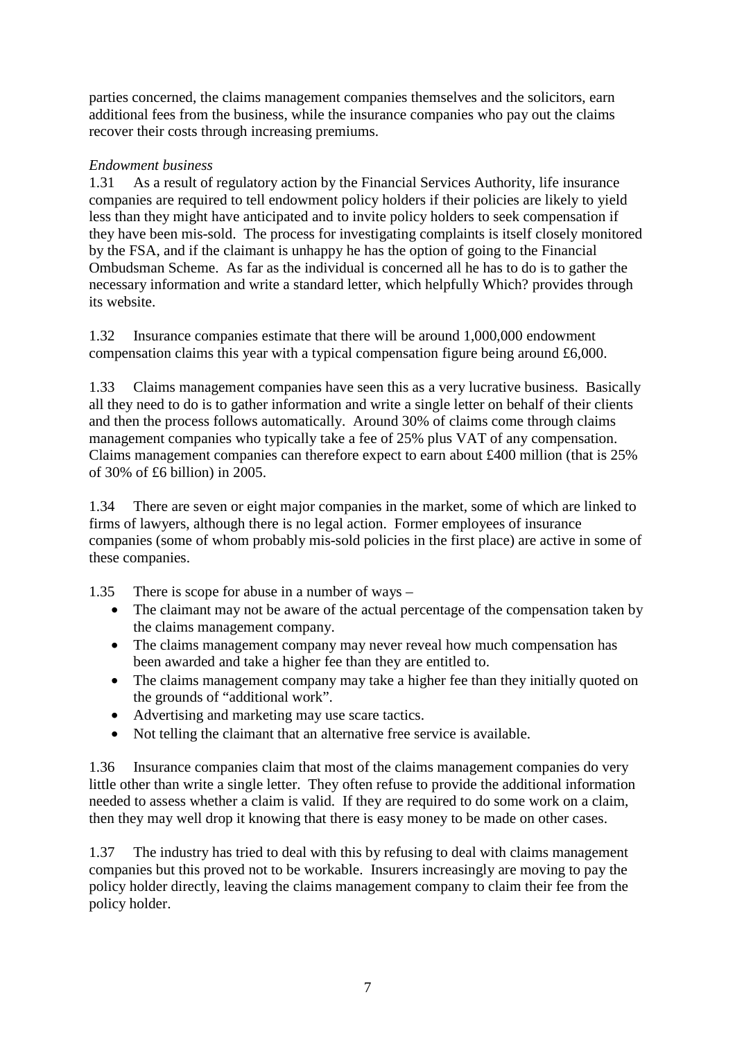parties concerned, the claims management companies themselves and the solicitors, earn additional fees from the business, while the insurance companies who pay out the claims recover their costs through increasing premiums.

*Endowment business*

1.31 As a result of regulatory action by the Financial Services Authority, life insurance companies are required to tell endowment policy holders if their policies are likely to yield less than they might have anticipated and to invite policy holders to seek compensation if they have been mis-sold. The process for investigating complaints is itself closely monitored by the FSA, and if the claimant is unhappy he has the option of going to the Financial Ombudsman Scheme. As far as the individual is concerned all he has to do is to gather the necessary information and write a standard letter, which helpfully Which? provides through its website.

1.32 Insurance companies estimate that there will be around 1,000,000 endowment compensation claims this year with a typical compensation figure being around £6,000.

1.33 Claims management companies have seen this as a very lucrative business. Basically all they need to do is to gather information and write a single letter on behalf of their clients and then the process follows automatically. Around 30% of claims come through claims management companies who typically take a fee of 25% plus VAT of any compensation. Claims management companies can therefore expect to earn about £400 million (that is 25% of 30% of £6 billion) in 2005.

1.34 There are seven or eight major companies in the market, some of which are linked to firms of lawyers, although there is no legal action. Former employees of insurance companies (some of whom probably mis-sold policies in the first place) are active in some of these companies.

1.35 There is scope for abuse in a number of ways –

- The claimant may not be aware of the actual percentage of the compensation taken by the claims management company.
- The claims management company may never reveal how much compensation has been awarded and take a higher fee than they are entitled to.
- The claims management company may take a higher fee than they initially quoted on the grounds of "additional work".
- Advertising and marketing may use scare tactics.
- Not telling the claimant that an alternative free service is available.

1.36 Insurance companies claim that most of the claims management companies do very little other than write a single letter. They often refuse to provide the additional information needed to assess whether a claim is valid. If they are required to do some work on a claim, then they may well drop it knowing that there is easy money to be made on other cases.

1.37 The industry has tried to deal with this by refusing to deal with claims management companies but this proved not to be workable. Insurers increasingly are moving to pay the policy holder directly, leaving the claims management company to claim their fee from the policy holder.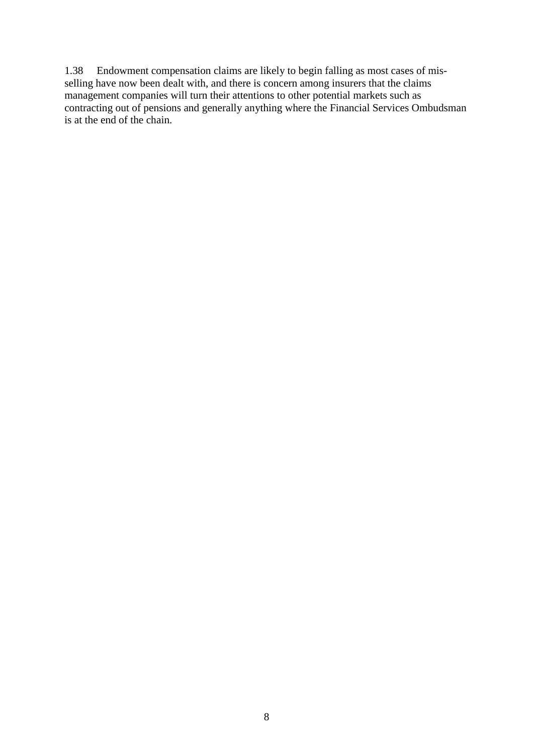1.38 Endowment compensation claims are likely to begin falling as most cases of mis-selling have now been dealt with, and there is concern among insurers that the claims management companies will turn their attentions to other potential markets such as contracting out of pensions and generally anything where the Financial Services Ombudsman is at the end of the chain.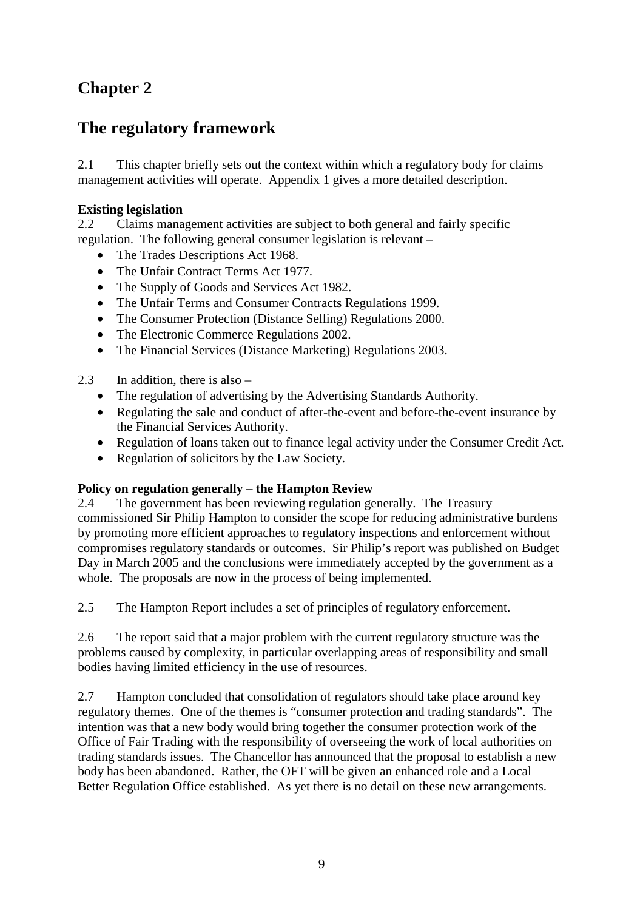# Chapter 2

## The regulatory framework

2.1 This chapter briefly sets out the context within which a regulatory body for claims management activities will operate. Appendix 1 gives a more detailed description.

**Existing legislation**

2.2 Claims management activities are subject to both general and fairly specific regulation. The following general consumer legislation is relevant –

- The Trades Descriptions Act 1968.
- The Unfair Contract Terms Act 1977.
- The Supply of Goods and Services Act 1982.
- The Unfair Terms and Consumer Contracts Regulations 1999.
- The Consumer Protection (Distance Selling) Regulations 2000.
- The Electronic Commerce Regulations 2002.
- The Financial Services (Distance Marketing) Regulations 2003.

2.3 In addition, there is also –

- The regulation of advertising by the Advertising Standards Authority.
- Regulating the sale and conduct of after-the-event and before-the-event insurance by the Financial Services Authority.
- Regulation of loans taken out to finance legal activity under the Consumer Credit Act.
- Regulation of solicitors by the Law Society.

**Policy on regulation generally – the Hampton Review**

2.4 The government has been reviewing regulation generally. The Treasury commissioned Sir Philip Hampton to consider the scope for reducing administrative burdens by promoting more efficient approaches to regulatory inspections and enforcement without compromises regulatory standards or outcomes. Sir Philip's report was published on Budget Day in March 2005 and the conclusions were immediately accepted by the government as a whole. The proposals are now in the process of being implemented.

2.5 The Hampton Report includes a set of principles of regulatory enforcement.

2.6 The report said that a major problem with the current regulatory structure was the problems caused by complexity, in particular overlapping areas of responsibility and small bodies having limited efficiency in the use of resources.

2.7 Hampton concluded that consolidation of regulators should take place around key regulatory themes. One of the themes is "consumer protection and trading standards". The intention was that a new body would bring together the consumer protection work of the Office of Fair Trading with the responsibility of overseeing the work of local authorities on trading standards issues. The Chancellor has announced that the proposal to establish a new body has been abandoned. Rather, the OFT will be given an enhanced role and a Local Better Regulation Office established. As yet there is no detail on these new arrangements.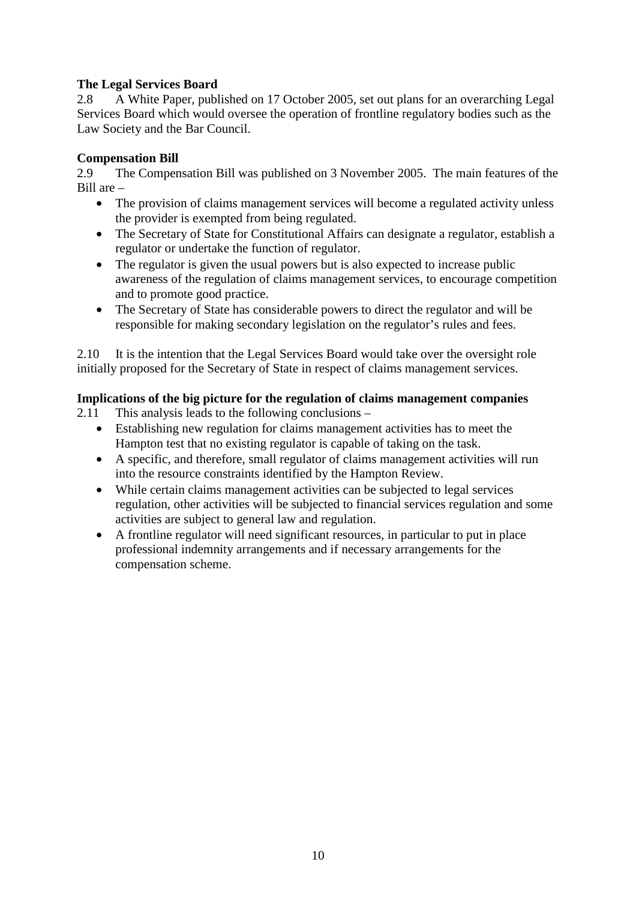**The Legal Services Board**

2.8 A White Paper, published on 17 October 2005, set out plans for an overarching Legal Services Board which would oversee the operation of frontline regulatory bodies such as the Law Society and the Bar Council.

**Compensation Bill**

2.9 The Compensation Bill was published on 3 November 2005. The main features of the Bill are –

- The provision of claims management services will become a regulated activity unless the provider is exempted from being regulated.
- The Secretary of State for Constitutional Affairs can designate a regulator, establish a regulator or undertake the function of regulator.
- The regulator is given the usual powers but is also expected to increase public awareness of the regulation of claims management services, to encourage competition and to promote good practice.
- The Secretary of State has considerable powers to direct the regulator and will be responsible for making secondary legislation on the regulator's rules and fees.

2.10 It is the intention that the Legal Services Board would take over the oversight role initially proposed for the Secretary of State in respect of claims management services.

**Implications of the big picture for the regulation of claims management companies**

2.11 This analysis leads to the following conclusions –

- Establishing new regulation for claims management activities has to meet the Hampton test that no existing regulator is capable of taking on the task.
- A specific, and therefore, small regulator of claims management activities will run into the resource constraints identified by the Hampton Review.
- While certain claims management activities can be subjected to legal services regulation, other activities will be subjected to financial services regulation and some activities are subject to general law and regulation.
- A frontline regulator will need significant resources, in particular to put in place professional indemnity arrangements and if necessary arrangements for the compensation scheme.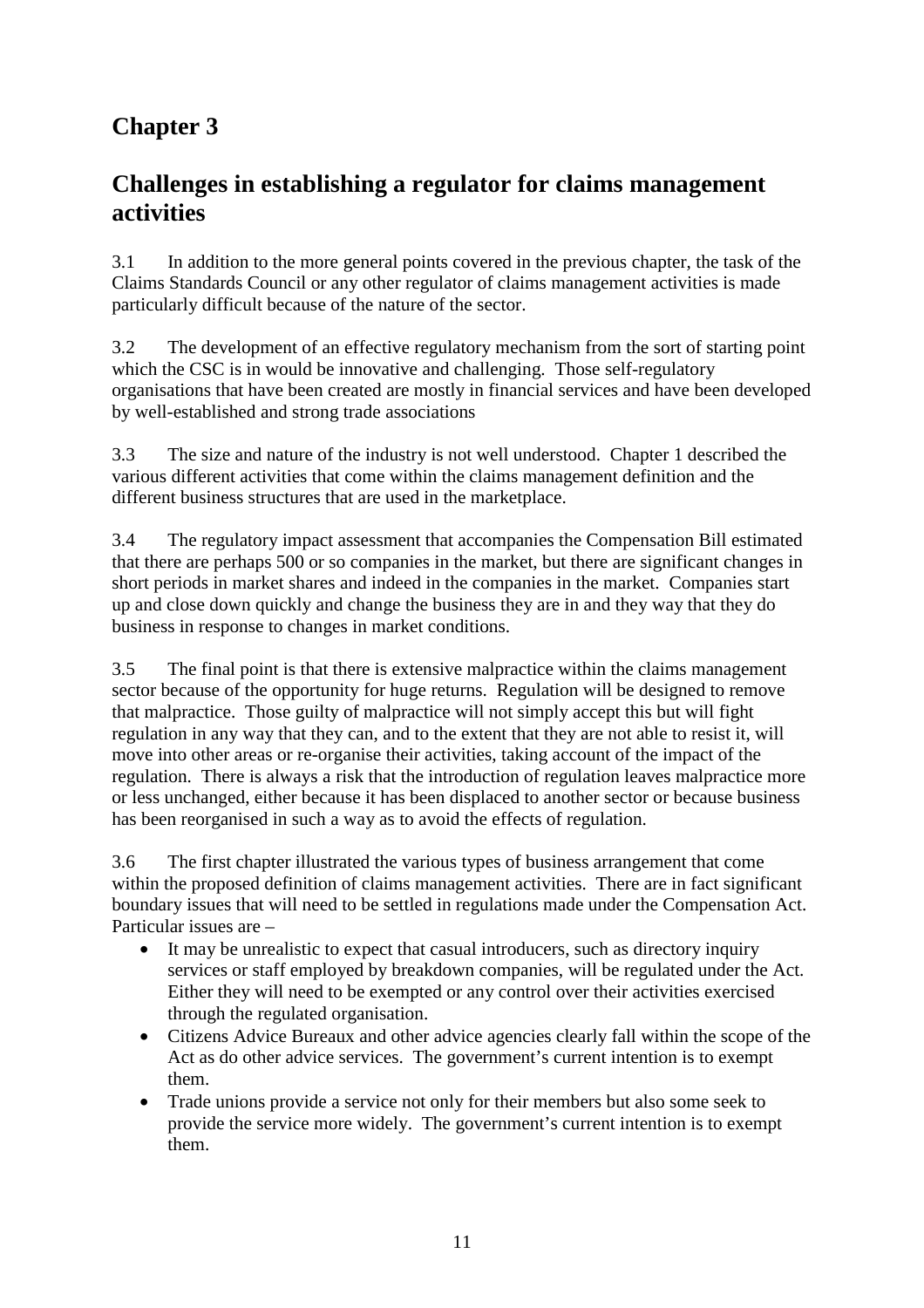# Chapter 3

## Challenges in establishing a regulator for claims management activities

3.1 In addition to the more general points covered in the previous chapter, the task of the Claims Standards Council or any other regulator of claims management activities is made particularly difficult because of the nature of the sector.

3.2 The development of an effective regulatory mechanism from the sort of starting point which the CSC is in would be innovative and challenging. Those self-regulatory organisations that have been created are mostly in financial services and have been developed by well-established and strong trade associations

3.3 The size and nature of the industry is not well understood. Chapter 1 described the various different activities that come within the claims management definition and the different business structures that are used in the marketplace.

3.4 The regulatory impact assessment that accompanies the Compensation Bill estimated that there are perhaps 500 or so companies in the market, but there are significant changes in short periods in market shares and indeed in the companies in the market. Companies start up and close down quickly and change the business they are in and they way that they do business in response to changes in market conditions.

3.5 The final point is that there is extensive malpractice within the claims management sector because of the opportunity for huge returns. Regulation will be designed to remove that malpractice. Those guilty of malpractice will not simply accept this but will fight regulation in any way that they can, and to the extent that they are not able to resist it, will move into other areas or re-organise their activities, taking account of the impact of the regulation. There is always a risk that the introduction of regulation leaves malpractice more or less unchanged, either because it has been displaced to another sector or because business has been reorganised in such a way as to avoid the effects of regulation.

3.6 The first chapter illustrated the various types of business arrangement that come within the proposed definition of claims management activities. There are in fact significant boundary issues that will need to be settled in regulations made under the Compensation Act. Particular issues are –

- It may be unrealistic to expect that casual introducers, such as directory inquiry services or staff employed by breakdown companies, will be regulated under the Act. Either they will need to be exempted or any control over their activities exercised through the regulated organisation.
- Citizens Advice Bureaux and other advice agencies clearly fall within the scope of the Act as do other advice services. The government's current intention is to exempt them.
- Trade unions provide a service not only for their members but also some seek to provide the service more widely. The government's current intention is to exempt them.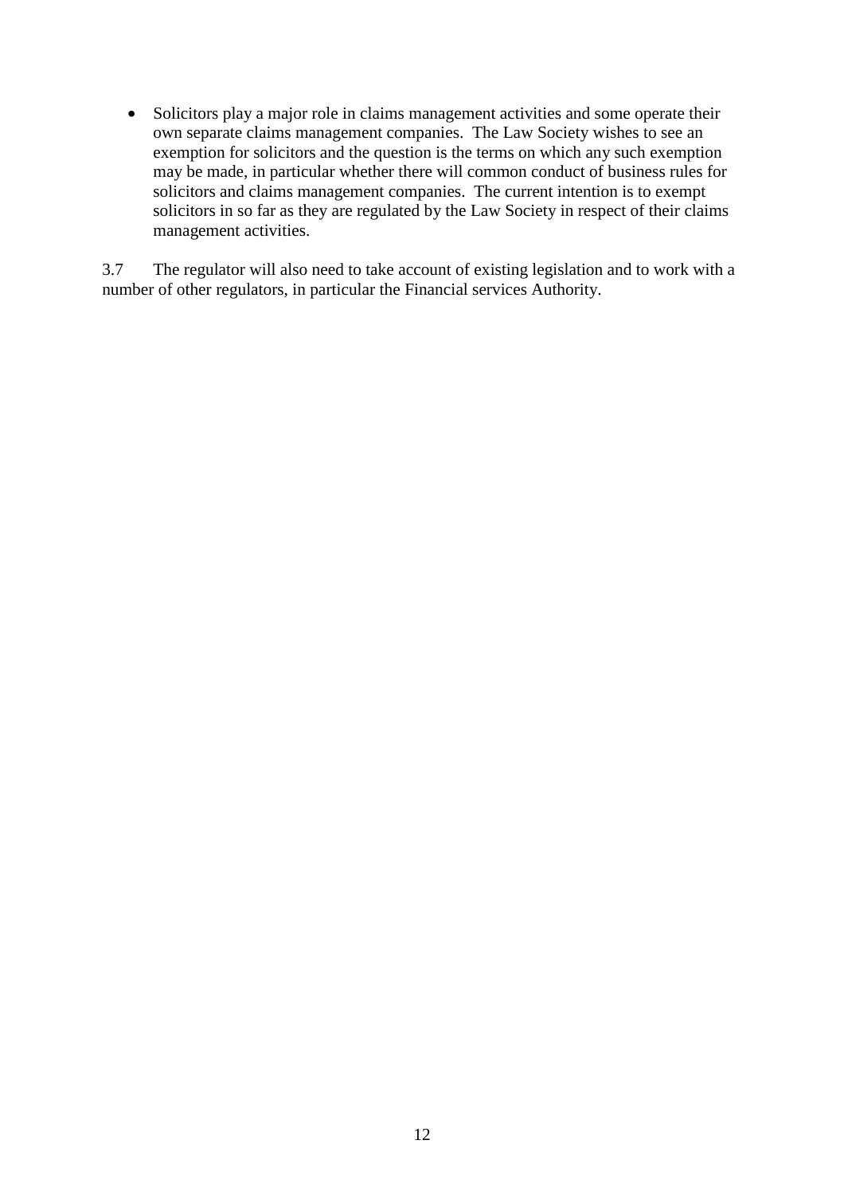- Solicitors play a major role in claims management activities and some operate their own separate claims management companies. The Law Society wishes to see an exemption for solicitors and the question is the terms on which any such exemption may be made, in particular whether there will common conduct of business rules for solicitors and claims management companies. The current intention is to exempt solicitors in so far as they are regulated by the Law Society in respect of their claims management activities.

3.7 The regulator will also need to take account of existing legislation and to work with a number of other regulators, in particular the Financial services Authority.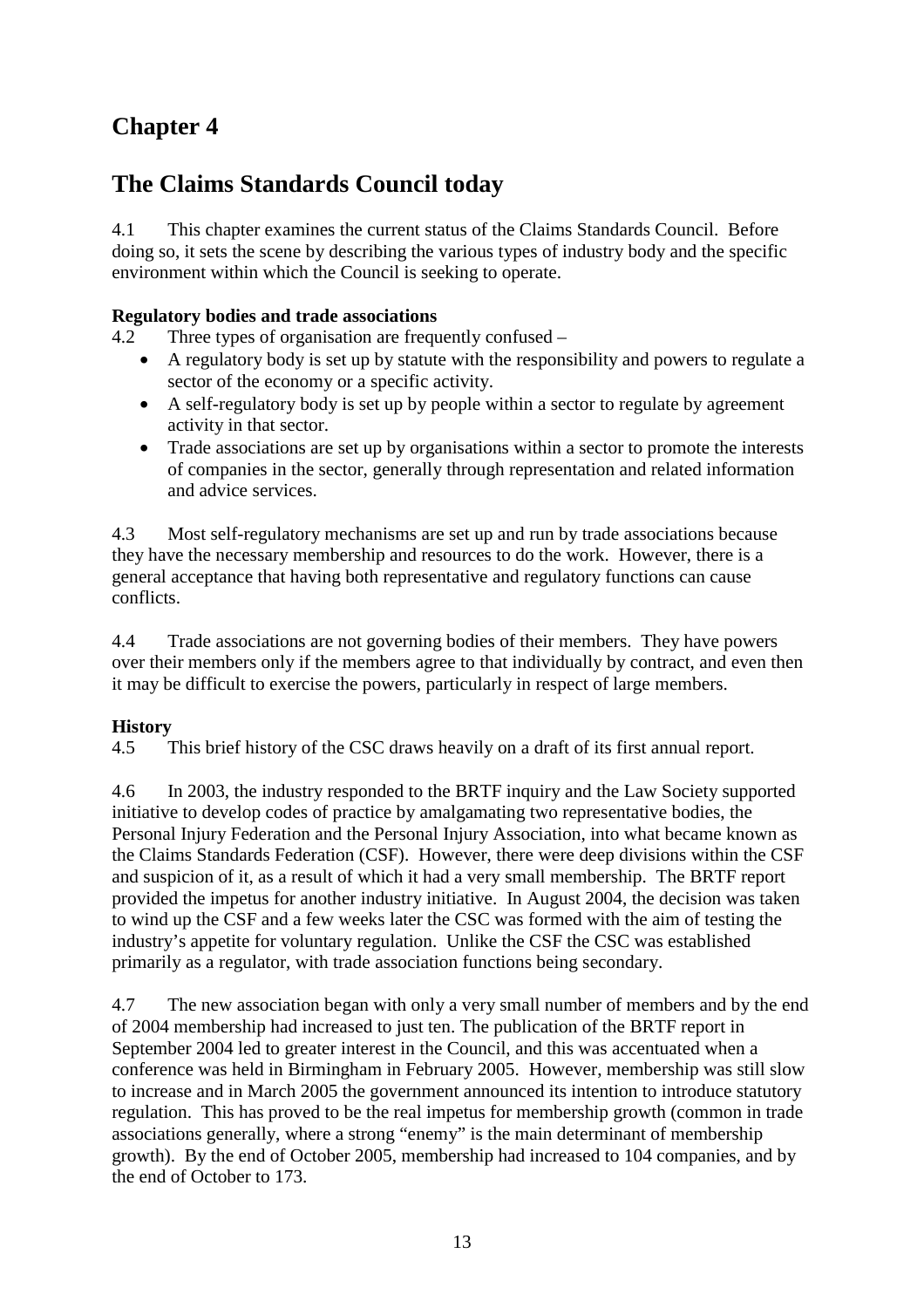# Chapter 4

## The Claims Standards Council today

4.1 This chapter examines the current status of the Claims Standards Council. Before doing so, it sets the scene by describing the various types of industry body and the specific environment within which the Council is seeking to operate.

**Regulatory bodies and trade associations**

4.2 Three types of organisation are frequently confused –

- A regulatory body is set up by statute with the responsibility and powers to regulate a sector of the economy or a specific activity.
- A self-regulatory body is set up by people within a sector to regulate by agreement activity in that sector.
- Trade associations are set up by organisations within a sector to promote the interests of companies in the sector, generally through representation and related information and advice services.

4.3 Most self-regulatory mechanisms are set up and run by trade associations because they have the necessary membership and resources to do the work. However, there is a general acceptance that having both representative and regulatory functions can cause conflicts.

4.4 Trade associations are not governing bodies of their members. They have powers over their members only if the members agree to that individually by contract, and even then it may be difficult to exercise the powers, particularly in respect of large members.

**History**

4.5 This brief history of the CSC draws heavily on a draft of its first annual report.

4.6 In 2003, the industry responded to the BRTF inquiry and the Law Society supported initiative to develop codes of practice by amalgamating two representative bodies, the Personal Injury Federation and the Personal Injury Association, into what became known as the Claims Standards Federation (CSF). However, there were deep divisions within the CSF and suspicion of it, as a result of which it had a very small membership. The BRTF report provided the impetus for another industry initiative. In August 2004, the decision was taken to wind up the CSF and a few weeks later the CSC was formed with the aim of testing the industry's appetite for voluntary regulation. Unlike the CSF the CSC was established primarily as a regulator, with trade association functions being secondary.

4.7 The new association began with only a very small number of members and by the end of 2004 membership had increased to just ten. The publication of the BRTF report in September 2004 led to greater interest in the Council, and this was accentuated when a conference was held in Birmingham in February 2005. However, membership was still slow to increase and in March 2005 the government announced its intention to introduce statutory regulation. This has proved to be the real impetus for membership growth (common in trade associations generally, where a strong "enemy" is the main determinant of membership growth). By the end of October 2005, membership had increased to 104 companies, and by the end of October to 173.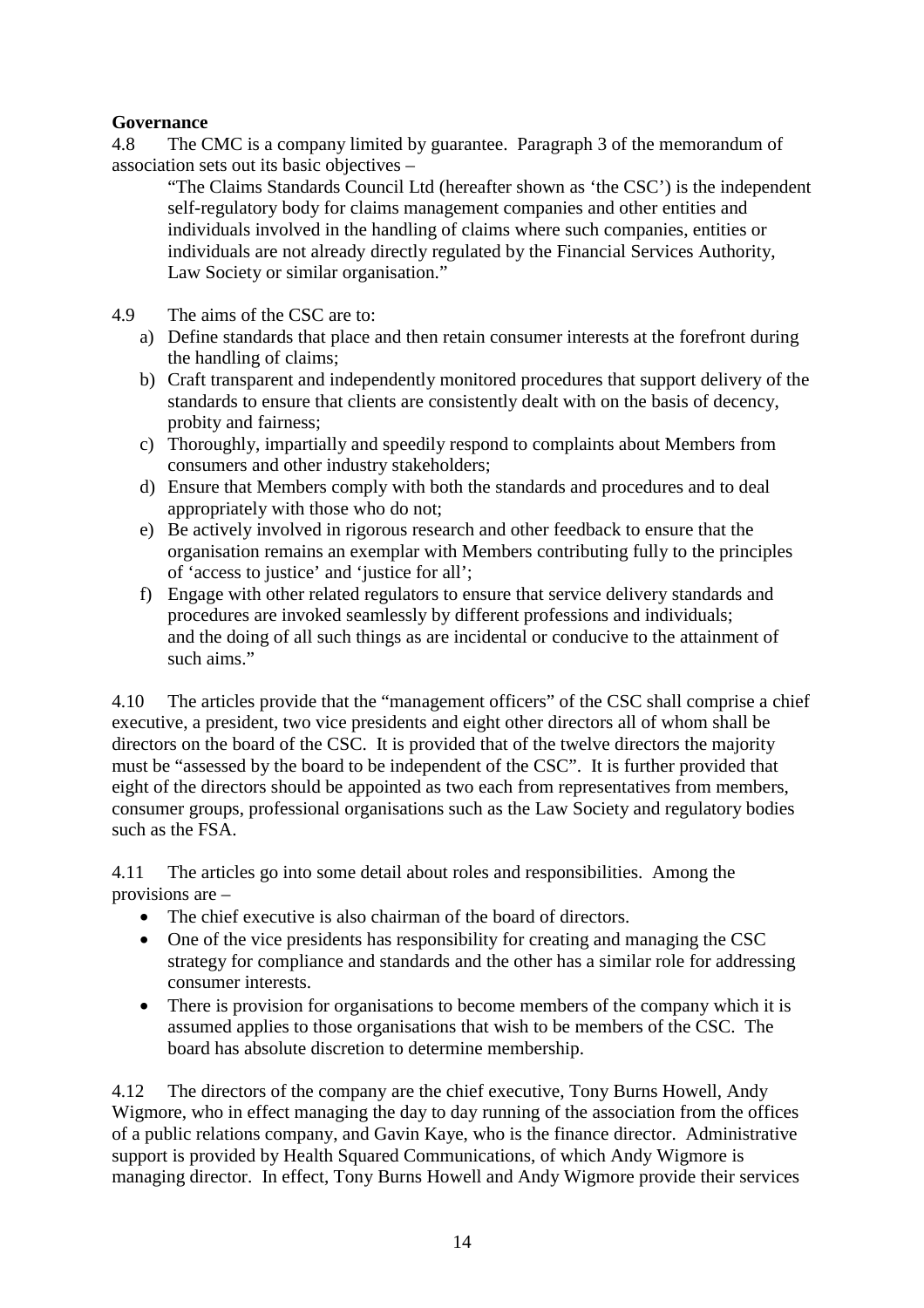**Governance**

4.8 The CMC is a company limited by guarantee. Paragraph 3 of the memorandum of association sets out its basic objectives –

> "The Claims Standards Council Ltd (hereafter shown as 'the CSC') is the independent self-regulatory body for claims management companies and other entities and individuals involved in the handling of claims where such companies, entities or individuals are not already directly regulated by the Financial Services Authority, Law Society or similar organisation."

4.9 The aims of the CSC are to:

a) Define standards that place and then retain consumer interests at the forefront during the handling of claims;
b) Craft transparent and independently monitored procedures that support delivery of the standards to ensure that clients are consistently dealt with on the basis of decency, probity and fairness;
c) Thoroughly, impartially and speedily respond to complaints about Members from consumers and other industry stakeholders;
d) Ensure that Members comply with both the standards and procedures and to deal appropriately with those who do not;
e) Be actively involved in rigorous research and other feedback to ensure that the organisation remains an exemplar with Members contributing fully to the principles of 'access to justice' and 'justice for all';
f) Engage with other related regulators to ensure that service delivery standards and procedures are invoked seamlessly by different professions and individuals; and the doing of all such things as are incidental or conducive to the attainment of such aims."

4.10 The articles provide that the "management officers" of the CSC shall comprise a chief executive, a president, two vice presidents and eight other directors all of whom shall be directors on the board of the CSC. It is provided that of the twelve directors the majority must be "assessed by the board to be independent of the CSC". It is further provided that eight of the directors should be appointed as two each from representatives from members, consumer groups, professional organisations such as the Law Society and regulatory bodies such as the FSA.

4.11 The articles go into some detail about roles and responsibilities. Among the provisions are –

- The chief executive is also chairman of the board of directors.
- One of the vice presidents has responsibility for creating and managing the CSC strategy for compliance and standards and the other has a similar role for addressing consumer interests.
- There is provision for organisations to become members of the company which it is assumed applies to those organisations that wish to be members of the CSC. The board has absolute discretion to determine membership.

4.12 The directors of the company are the chief executive, Tony Burns Howell, Andy Wigmore, who in effect managing the day to day running of the association from the offices of a public relations company, and Gavin Kaye, who is the finance director. Administrative support is provided by Health Squared Communications, of which Andy Wigmore is managing director. In effect, Tony Burns Howell and Andy Wigmore provide their services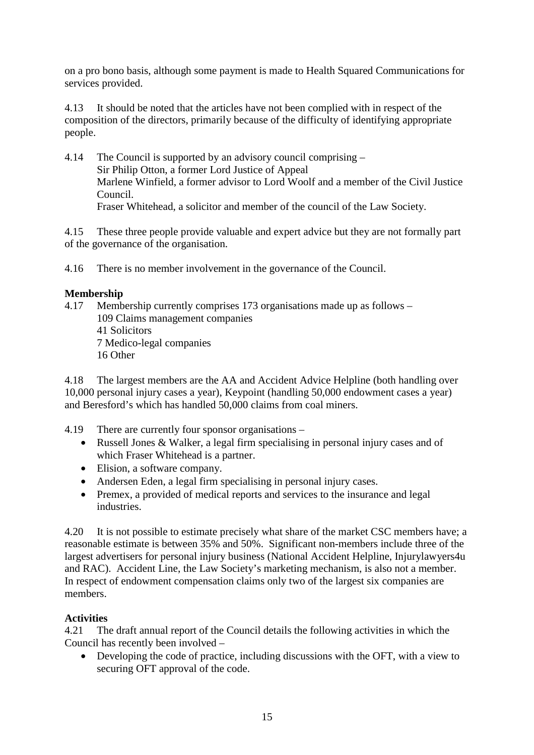on a pro bono basis, although some payment is made to Health Squared Communications for services provided.

4.13 It should be noted that the articles have not been complied with in respect of the composition of the directors, primarily because of the difficulty of identifying appropriate people.

4.14 The Council is supported by an advisory council comprising –
Sir Philip Otton, a former Lord Justice of Appeal
Marlene Winfield, a former advisor to Lord Woolf and a member of the Civil Justice Council.
Fraser Whitehead, a solicitor and member of the council of the Law Society.

4.15 These three people provide valuable and expert advice but they are not formally part of the governance of the organisation.

4.16 There is no member involvement in the governance of the Council.

**Membership**

4.17 Membership currently comprises 173 organisations made up as follows –
109 Claims management companies
41 Solicitors
7 Medico-legal companies
16 Other

4.18 The largest members are the AA and Accident Advice Helpline (both handling over 10,000 personal injury cases a year), Keypoint (handling 50,000 endowment cases a year) and Beresford's which has handled 50,000 claims from coal miners.

4.19 There are currently four sponsor organisations –

- Russell Jones & Walker, a legal firm specialising in personal injury cases and of which Fraser Whitehead is a partner.
- Elision, a software company.
- Andersen Eden, a legal firm specialising in personal injury cases.
- Premex, a provided of medical reports and services to the insurance and legal industries.

4.20 It is not possible to estimate precisely what share of the market CSC members have; a reasonable estimate is between 35% and 50%. Significant non-members include three of the largest advertisers for personal injury business (National Accident Helpline, Injurylawyers4u and RAC). Accident Line, the Law Society's marketing mechanism, is also not a member. In respect of endowment compensation claims only two of the largest six companies are members.

**Activities**

4.21 The draft annual report of the Council details the following activities in which the Council has recently been involved –

- Developing the code of practice, including discussions with the OFT, with a view to securing OFT approval of the code.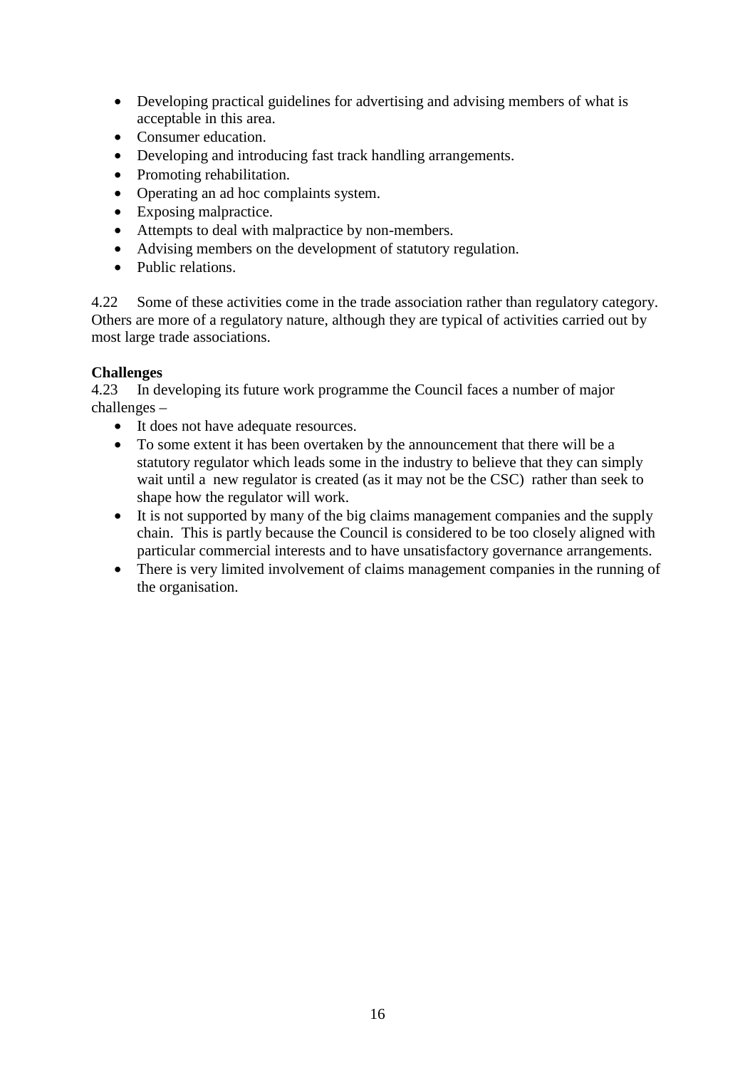- Developing practical guidelines for advertising and advising members of what is acceptable in this area.
- Consumer education.
- Developing and introducing fast track handling arrangements.
- Promoting rehabilitation.
- Operating an ad hoc complaints system.
- Exposing malpractice.
- Attempts to deal with malpractice by non-members.
- Advising members on the development of statutory regulation.
- Public relations.

4.22 Some of these activities come in the trade association rather than regulatory category. Others are more of a regulatory nature, although they are typical of activities carried out by most large trade associations.

**Challenges**

4.23 In developing its future work programme the Council faces a number of major challenges –

- It does not have adequate resources.
- To some extent it has been overtaken by the announcement that there will be a statutory regulator which leads some in the industry to believe that they can simply wait until a new regulator is created (as it may not be the CSC) rather than seek to shape how the regulator will work.
- It is not supported by many of the big claims management companies and the supply chain. This is partly because the Council is considered to be too closely aligned with particular commercial interests and to have unsatisfactory governance arrangements.
- There is very limited involvement of claims management companies in the running of the organisation.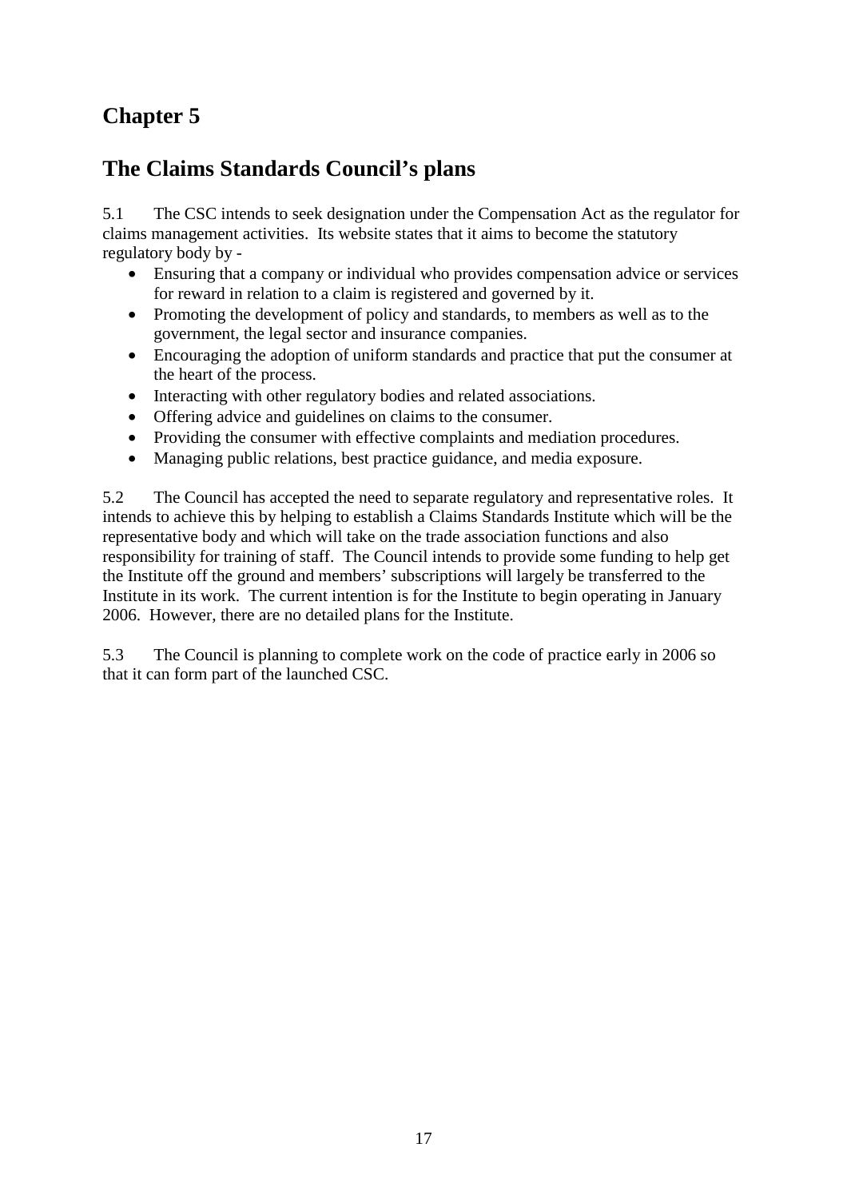# Chapter 5

## The Claims Standards Council's plans

5.1 The CSC intends to seek designation under the Compensation Act as the regulator for claims management activities. Its website states that it aims to become the statutory regulatory body by -

- Ensuring that a company or individual who provides compensation advice or services for reward in relation to a claim is registered and governed by it.
- Promoting the development of policy and standards, to members as well as to the government, the legal sector and insurance companies.
- Encouraging the adoption of uniform standards and practice that put the consumer at the heart of the process.
- Interacting with other regulatory bodies and related associations.
- Offering advice and guidelines on claims to the consumer.
- Providing the consumer with effective complaints and mediation procedures.
- Managing public relations, best practice guidance, and media exposure.

5.2 The Council has accepted the need to separate regulatory and representative roles. It intends to achieve this by helping to establish a Claims Standards Institute which will be the representative body and which will take on the trade association functions and also responsibility for training of staff. The Council intends to provide some funding to help get the Institute off the ground and members' subscriptions will largely be transferred to the Institute in its work. The current intention is for the Institute to begin operating in January 2006. However, there are no detailed plans for the Institute.

5.3 The Council is planning to complete work on the code of practice early in 2006 so that it can form part of the launched CSC.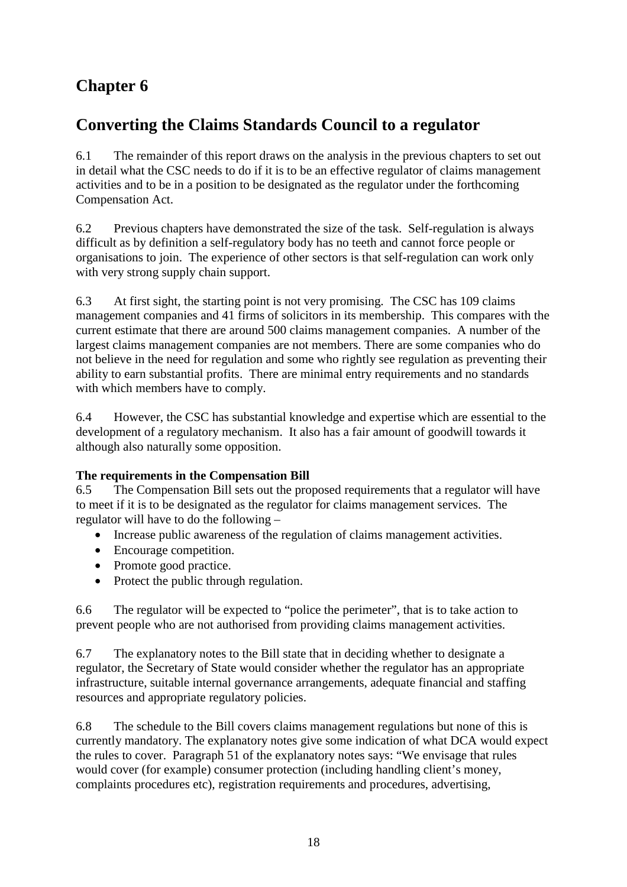# Chapter 6

## Converting the Claims Standards Council to a regulator

6.1 The remainder of this report draws on the analysis in the previous chapters to set out in detail what the CSC needs to do if it is to be an effective regulator of claims management activities and to be in a position to be designated as the regulator under the forthcoming Compensation Act.

6.2 Previous chapters have demonstrated the size of the task. Self-regulation is always difficult as by definition a self-regulatory body has no teeth and cannot force people or organisations to join. The experience of other sectors is that self-regulation can work only with very strong supply chain support.

6.3 At first sight, the starting point is not very promising. The CSC has 109 claims management companies and 41 firms of solicitors in its membership. This compares with the current estimate that there are around 500 claims management companies. A number of the largest claims management companies are not members. There are some companies who do not believe in the need for regulation and some who rightly see regulation as preventing their ability to earn substantial profits. There are minimal entry requirements and no standards with which members have to comply.

6.4 However, the CSC has substantial knowledge and expertise which are essential to the development of a regulatory mechanism. It also has a fair amount of goodwill towards it although also naturally some opposition.

**The requirements in the Compensation Bill**

6.5 The Compensation Bill sets out the proposed requirements that a regulator will have to meet if it is to be designated as the regulator for claims management services. The regulator will have to do the following –

- Increase public awareness of the regulation of claims management activities.
- Encourage competition.
- Promote good practice.
- Protect the public through regulation.

6.6 The regulator will be expected to "police the perimeter", that is to take action to prevent people who are not authorised from providing claims management activities.

6.7 The explanatory notes to the Bill state that in deciding whether to designate a regulator, the Secretary of State would consider whether the regulator has an appropriate infrastructure, suitable internal governance arrangements, adequate financial and staffing resources and appropriate regulatory policies.

6.8 The schedule to the Bill covers claims management regulations but none of this is currently mandatory. The explanatory notes give some indication of what DCA would expect the rules to cover. Paragraph 51 of the explanatory notes says: "We envisage that rules would cover (for example) consumer protection (including handling client's money, complaints procedures etc), registration requirements and procedures, advertising,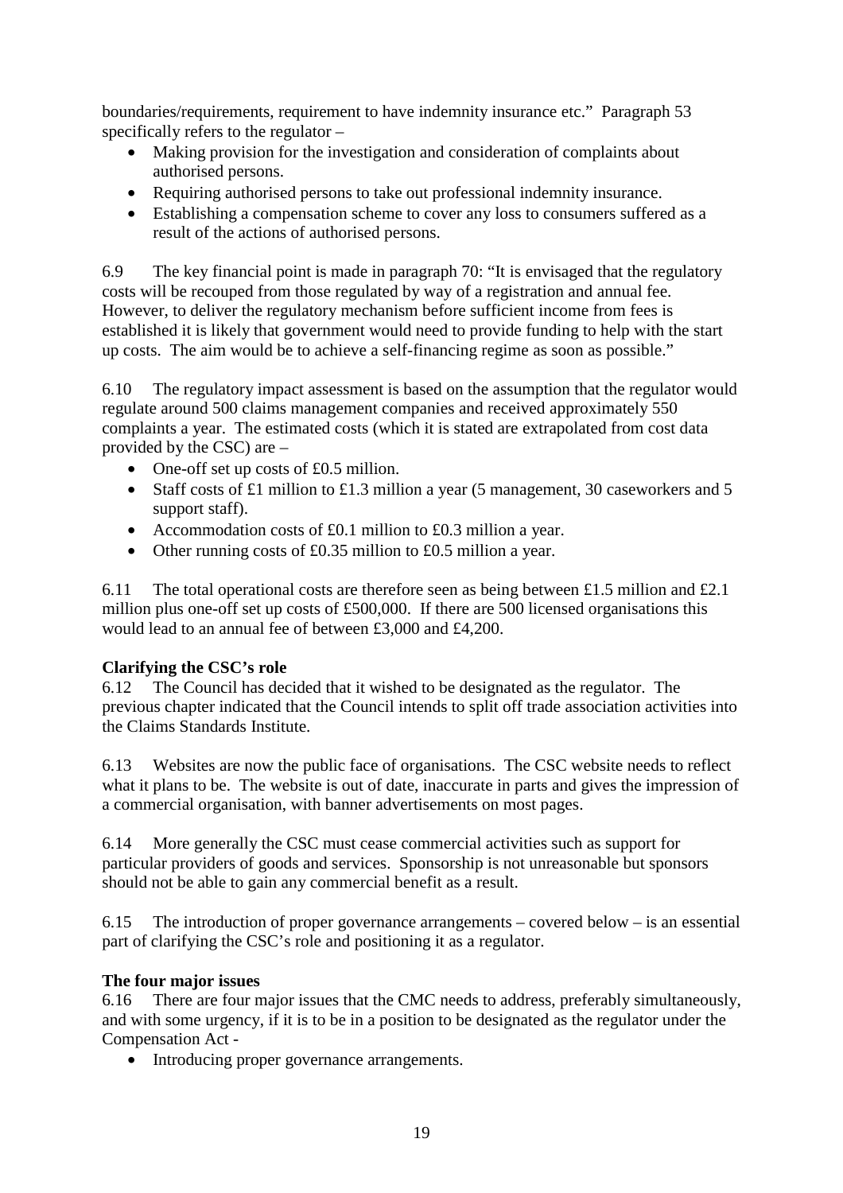boundaries/requirements, requirement to have indemnity insurance etc." Paragraph 53 specifically refers to the regulator –

- Making provision for the investigation and consideration of complaints about authorised persons.
- Requiring authorised persons to take out professional indemnity insurance.
- Establishing a compensation scheme to cover any loss to consumers suffered as a result of the actions of authorised persons.

6.9 The key financial point is made in paragraph 70: "It is envisaged that the regulatory costs will be recouped from those regulated by way of a registration and annual fee. However, to deliver the regulatory mechanism before sufficient income from fees is established it is likely that government would need to provide funding to help with the start up costs. The aim would be to achieve a self-financing regime as soon as possible."

6.10 The regulatory impact assessment is based on the assumption that the regulator would regulate around 500 claims management companies and received approximately 550 complaints a year. The estimated costs (which it is stated are extrapolated from cost data provided by the CSC) are –

- One-off set up costs of £0.5 million.
- Staff costs of £1 million to £1.3 million a year (5 management, 30 caseworkers and 5 support staff).
- Accommodation costs of £0.1 million to £0.3 million a year.
- Other running costs of £0.35 million to £0.5 million a year.

6.11 The total operational costs are therefore seen as being between £1.5 million and £2.1 million plus one-off set up costs of £500,000. If there are 500 licensed organisations this would lead to an annual fee of between £3,000 and £4,200.

**Clarifying the CSC's role**

6.12 The Council has decided that it wished to be designated as the regulator. The previous chapter indicated that the Council intends to split off trade association activities into the Claims Standards Institute.

6.13 Websites are now the public face of organisations. The CSC website needs to reflect what it plans to be. The website is out of date, inaccurate in parts and gives the impression of a commercial organisation, with banner advertisements on most pages.

6.14 More generally the CSC must cease commercial activities such as support for particular providers of goods and services. Sponsorship is not unreasonable but sponsors should not be able to gain any commercial benefit as a result.

6.15 The introduction of proper governance arrangements – covered below – is an essential part of clarifying the CSC's role and positioning it as a regulator.

**The four major issues**

6.16 There are four major issues that the CMC needs to address, preferably simultaneously, and with some urgency, if it is to be in a position to be designated as the regulator under the Compensation Act -

- Introducing proper governance arrangements.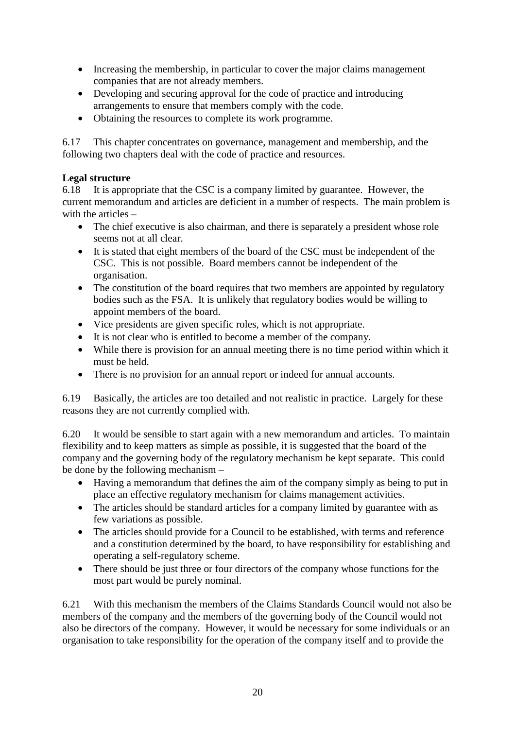- Increasing the membership, in particular to cover the major claims management companies that are not already members.
- Developing and securing approval for the code of practice and introducing arrangements to ensure that members comply with the code.
- Obtaining the resources to complete its work programme.

6.17 This chapter concentrates on governance, management and membership, and the following two chapters deal with the code of practice and resources.

**Legal structure**

6.18 It is appropriate that the CSC is a company limited by guarantee. However, the current memorandum and articles are deficient in a number of respects. The main problem is with the articles –

- The chief executive is also chairman, and there is separately a president whose role seems not at all clear.
- It is stated that eight members of the board of the CSC must be independent of the CSC. This is not possible. Board members cannot be independent of the organisation.
- The constitution of the board requires that two members are appointed by regulatory bodies such as the FSA. It is unlikely that regulatory bodies would be willing to appoint members of the board.
- Vice presidents are given specific roles, which is not appropriate.
- It is not clear who is entitled to become a member of the company.
- While there is provision for an annual meeting there is no time period within which it must be held.
- There is no provision for an annual report or indeed for annual accounts.

6.19 Basically, the articles are too detailed and not realistic in practice. Largely for these reasons they are not currently complied with.

6.20 It would be sensible to start again with a new memorandum and articles. To maintain flexibility and to keep matters as simple as possible, it is suggested that the board of the company and the governing body of the regulatory mechanism be kept separate. This could be done by the following mechanism –

- Having a memorandum that defines the aim of the company simply as being to put in place an effective regulatory mechanism for claims management activities.
- The articles should be standard articles for a company limited by guarantee with as few variations as possible.
- The articles should provide for a Council to be established, with terms and reference and a constitution determined by the board, to have responsibility for establishing and operating a self-regulatory scheme.
- There should be just three or four directors of the company whose functions for the most part would be purely nominal.

6.21 With this mechanism the members of the Claims Standards Council would not also be members of the company and the members of the governing body of the Council would not also be directors of the company. However, it would be necessary for some individuals or an organisation to take responsibility for the operation of the company itself and to provide the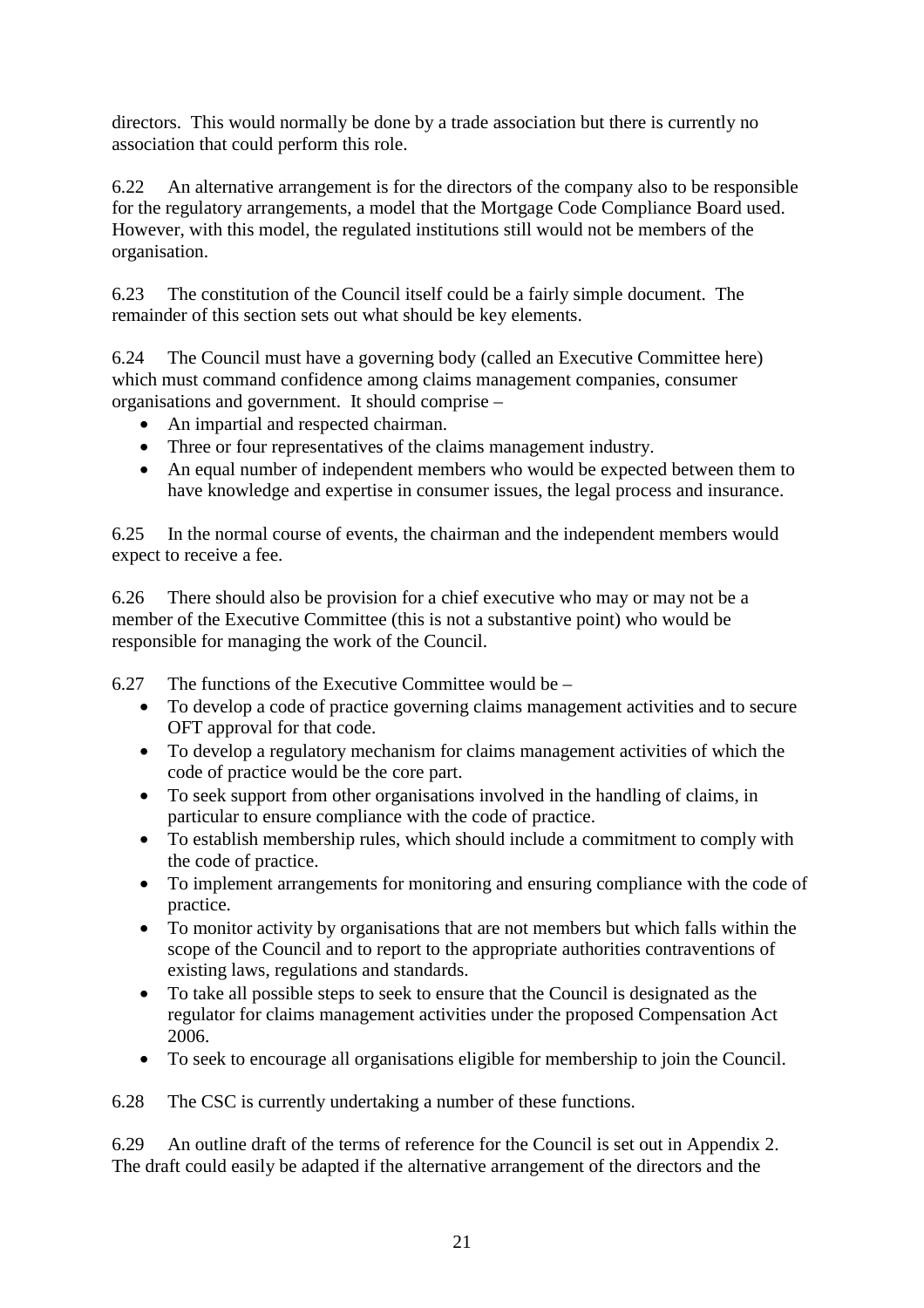directors. This would normally be done by a trade association but there is currently no association that could perform this role.

6.22 An alternative arrangement is for the directors of the company also to be responsible for the regulatory arrangements, a model that the Mortgage Code Compliance Board used. However, with this model, the regulated institutions still would not be members of the organisation.

6.23 The constitution of the Council itself could be a fairly simple document. The remainder of this section sets out what should be key elements.

6.24 The Council must have a governing body (called an Executive Committee here) which must command confidence among claims management companies, consumer organisations and government. It should comprise –

- An impartial and respected chairman.
- Three or four representatives of the claims management industry.
- An equal number of independent members who would be expected between them to have knowledge and expertise in consumer issues, the legal process and insurance.

6.25 In the normal course of events, the chairman and the independent members would expect to receive a fee.

6.26 There should also be provision for a chief executive who may or may not be a member of the Executive Committee (this is not a substantive point) who would be responsible for managing the work of the Council.

6.27 The functions of the Executive Committee would be –

- To develop a code of practice governing claims management activities and to secure OFT approval for that code.
- To develop a regulatory mechanism for claims management activities of which the code of practice would be the core part.
- To seek support from other organisations involved in the handling of claims, in particular to ensure compliance with the code of practice.
- To establish membership rules, which should include a commitment to comply with the code of practice.
- To implement arrangements for monitoring and ensuring compliance with the code of practice.
- To monitor activity by organisations that are not members but which falls within the scope of the Council and to report to the appropriate authorities contraventions of existing laws, regulations and standards.
- To take all possible steps to seek to ensure that the Council is designated as the regulator for claims management activities under the proposed Compensation Act 2006.
- To seek to encourage all organisations eligible for membership to join the Council.

6.28 The CSC is currently undertaking a number of these functions.

6.29 An outline draft of the terms of reference for the Council is set out in Appendix 2. The draft could easily be adapted if the alternative arrangement of the directors and the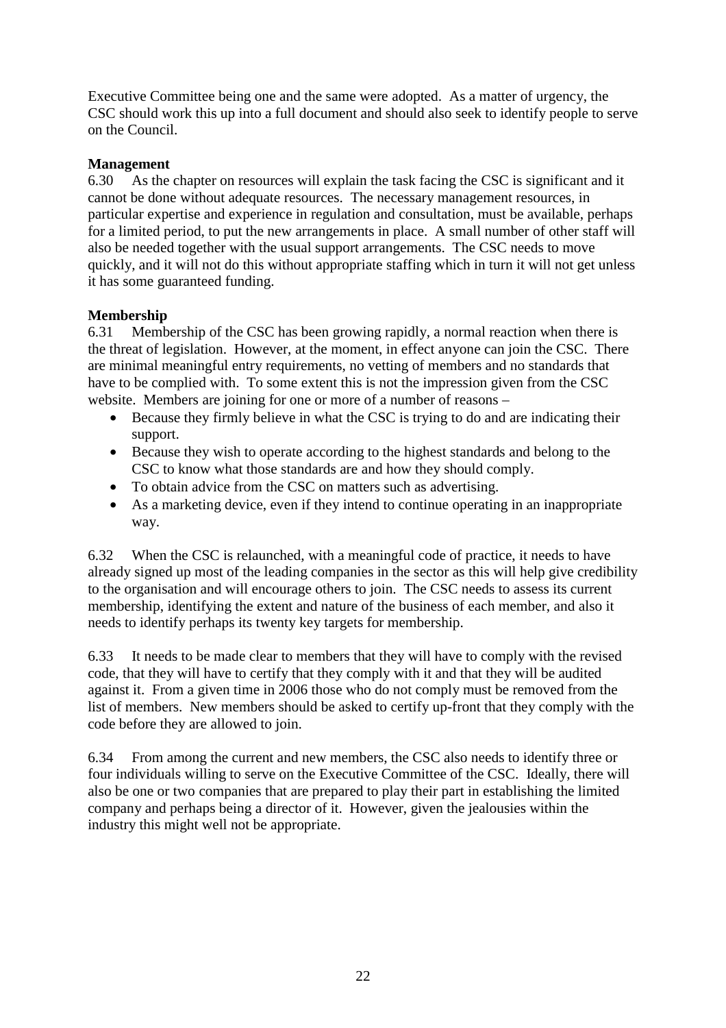Executive Committee being one and the same were adopted. As a matter of urgency, the CSC should work this up into a full document and should also seek to identify people to serve on the Council.

**Management**

6.30 As the chapter on resources will explain the task facing the CSC is significant and it cannot be done without adequate resources. The necessary management resources, in particular expertise and experience in regulation and consultation, must be available, perhaps for a limited period, to put the new arrangements in place. A small number of other staff will also be needed together with the usual support arrangements. The CSC needs to move quickly, and it will not do this without appropriate staffing which in turn it will not get unless it has some guaranteed funding.

**Membership**

6.31 Membership of the CSC has been growing rapidly, a normal reaction when there is the threat of legislation. However, at the moment, in effect anyone can join the CSC. There are minimal meaningful entry requirements, no vetting of members and no standards that have to be complied with. To some extent this is not the impression given from the CSC website. Members are joining for one or more of a number of reasons –

- Because they firmly believe in what the CSC is trying to do and are indicating their support.
- Because they wish to operate according to the highest standards and belong to the CSC to know what those standards are and how they should comply.
- To obtain advice from the CSC on matters such as advertising.
- As a marketing device, even if they intend to continue operating in an inappropriate way.

6.32 When the CSC is relaunched, with a meaningful code of practice, it needs to have already signed up most of the leading companies in the sector as this will help give credibility to the organisation and will encourage others to join. The CSC needs to assess its current membership, identifying the extent and nature of the business of each member, and also it needs to identify perhaps its twenty key targets for membership.

6.33 It needs to be made clear to members that they will have to comply with the revised code, that they will have to certify that they comply with it and that they will be audited against it. From a given time in 2006 those who do not comply must be removed from the list of members. New members should be asked to certify up-front that they comply with the code before they are allowed to join.

6.34 From among the current and new members, the CSC also needs to identify three or four individuals willing to serve on the Executive Committee of the CSC. Ideally, there will also be one or two companies that are prepared to play their part in establishing the limited company and perhaps being a director of it. However, given the jealousies within the industry this might well not be appropriate.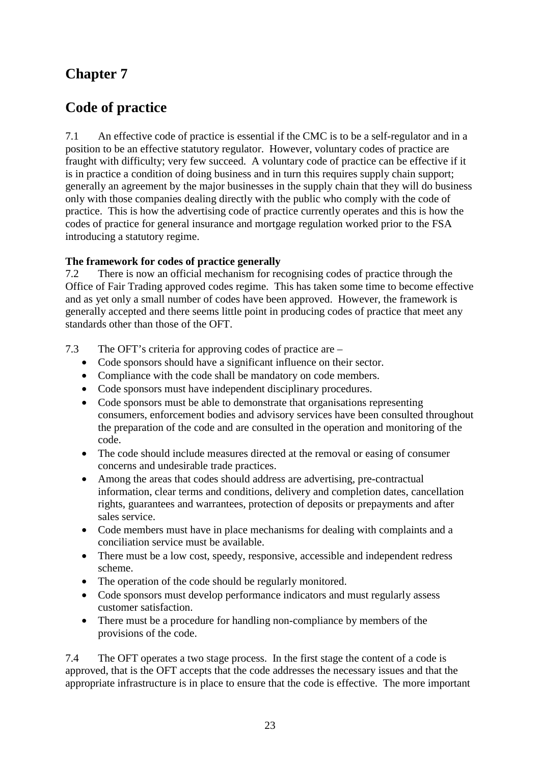# Chapter 7

# Code of practice

7.1 An effective code of practice is essential if the CMC is to be a self-regulator and in a position to be an effective statutory regulator. However, voluntary codes of practice are fraught with difficulty; very few succeed. A voluntary code of practice can be effective if it is in practice a condition of doing business and in turn this requires supply chain support; generally an agreement by the major businesses in the supply chain that they will do business only with those companies dealing directly with the public who comply with the code of practice. This is how the advertising code of practice currently operates and this is how the codes of practice for general insurance and mortgage regulation worked prior to the FSA introducing a statutory regime.

**The framework for codes of practice generally**

7.2 There is now an official mechanism for recognising codes of practice through the Office of Fair Trading approved codes regime. This has taken some time to become effective and as yet only a small number of codes have been approved. However, the framework is generally accepted and there seems little point in producing codes of practice that meet any standards other than those of the OFT.

7.3 The OFT's criteria for approving codes of practice are –

- Code sponsors should have a significant influence on their sector.
- Compliance with the code shall be mandatory on code members.
- Code sponsors must have independent disciplinary procedures.
- Code sponsors must be able to demonstrate that organisations representing consumers, enforcement bodies and advisory services have been consulted throughout the preparation of the code and are consulted in the operation and monitoring of the code.
- The code should include measures directed at the removal or easing of consumer concerns and undesirable trade practices.
- Among the areas that codes should address are advertising, pre-contractual information, clear terms and conditions, delivery and completion dates, cancellation rights, guarantees and warrantees, protection of deposits or prepayments and after sales service.
- Code members must have in place mechanisms for dealing with complaints and a conciliation service must be available.
- There must be a low cost, speedy, responsive, accessible and independent redress scheme.
- The operation of the code should be regularly monitored.
- Code sponsors must develop performance indicators and must regularly assess customer satisfaction.
- There must be a procedure for handling non-compliance by members of the provisions of the code.

7.4 The OFT operates a two stage process. In the first stage the content of a code is approved, that is the OFT accepts that the code addresses the necessary issues and that the appropriate infrastructure is in place to ensure that the code is effective. The more important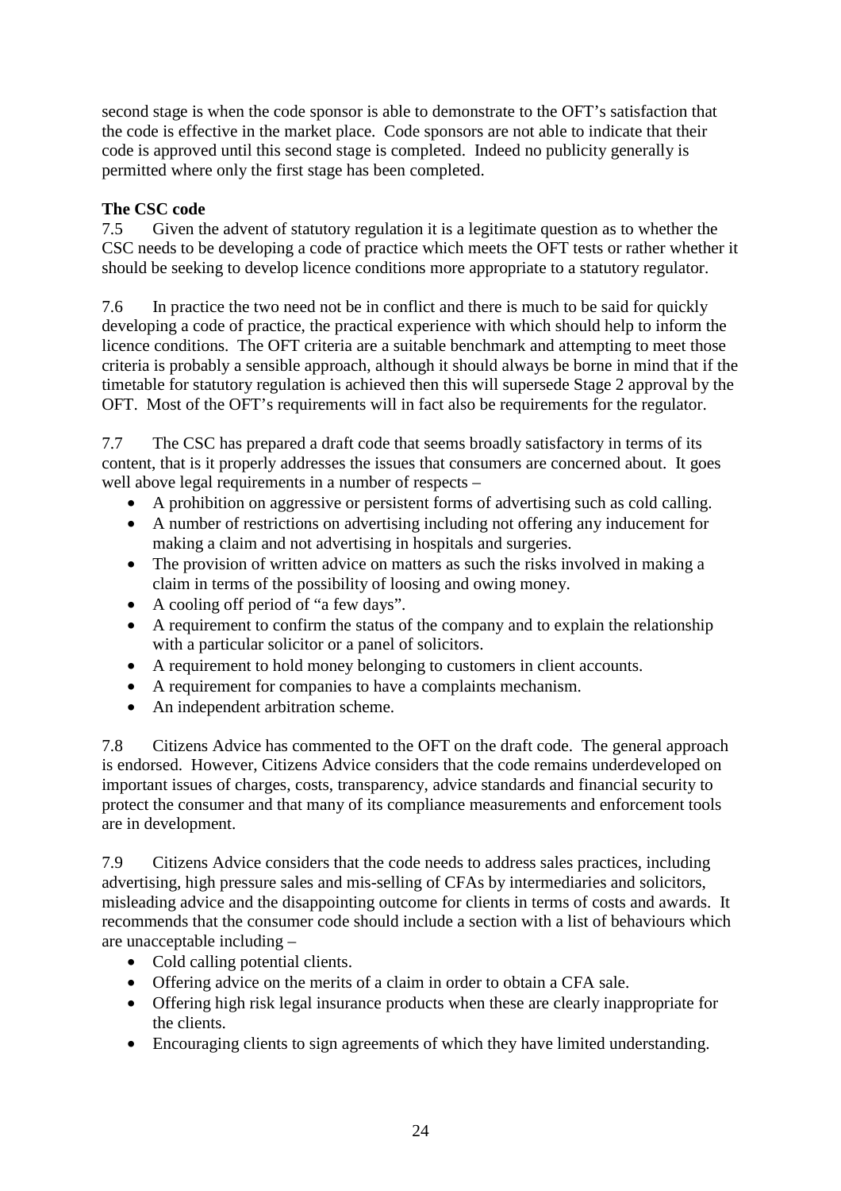second stage is when the code sponsor is able to demonstrate to the OFT's satisfaction that the code is effective in the market place. Code sponsors are not able to indicate that their code is approved until this second stage is completed. Indeed no publicity generally is permitted where only the first stage has been completed.

**The CSC code**

7.5 Given the advent of statutory regulation it is a legitimate question as to whether the CSC needs to be developing a code of practice which meets the OFT tests or rather whether it should be seeking to develop licence conditions more appropriate to a statutory regulator.

7.6 In practice the two need not be in conflict and there is much to be said for quickly developing a code of practice, the practical experience with which should help to inform the licence conditions. The OFT criteria are a suitable benchmark and attempting to meet those criteria is probably a sensible approach, although it should always be borne in mind that if the timetable for statutory regulation is achieved then this will supersede Stage 2 approval by the OFT. Most of the OFT's requirements will in fact also be requirements for the regulator.

7.7 The CSC has prepared a draft code that seems broadly satisfactory in terms of its content, that is it properly addresses the issues that consumers are concerned about. It goes well above legal requirements in a number of respects –

- A prohibition on aggressive or persistent forms of advertising such as cold calling.
- A number of restrictions on advertising including not offering any inducement for making a claim and not advertising in hospitals and surgeries.
- The provision of written advice on matters as such the risks involved in making a claim in terms of the possibility of loosing and owing money.
- A cooling off period of "a few days".
- A requirement to confirm the status of the company and to explain the relationship with a particular solicitor or a panel of solicitors.
- A requirement to hold money belonging to customers in client accounts.
- A requirement for companies to have a complaints mechanism.
- An independent arbitration scheme.

7.8 Citizens Advice has commented to the OFT on the draft code. The general approach is endorsed. However, Citizens Advice considers that the code remains underdeveloped on important issues of charges, costs, transparency, advice standards and financial security to protect the consumer and that many of its compliance measurements and enforcement tools are in development.

7.9 Citizens Advice considers that the code needs to address sales practices, including advertising, high pressure sales and mis-selling of CFAs by intermediaries and solicitors, misleading advice and the disappointing outcome for clients in terms of costs and awards. It recommends that the consumer code should include a section with a list of behaviours which are unacceptable including –

- Cold calling potential clients.
- Offering advice on the merits of a claim in order to obtain a CFA sale.
- Offering high risk legal insurance products when these are clearly inappropriate for the clients.
- Encouraging clients to sign agreements of which they have limited understanding.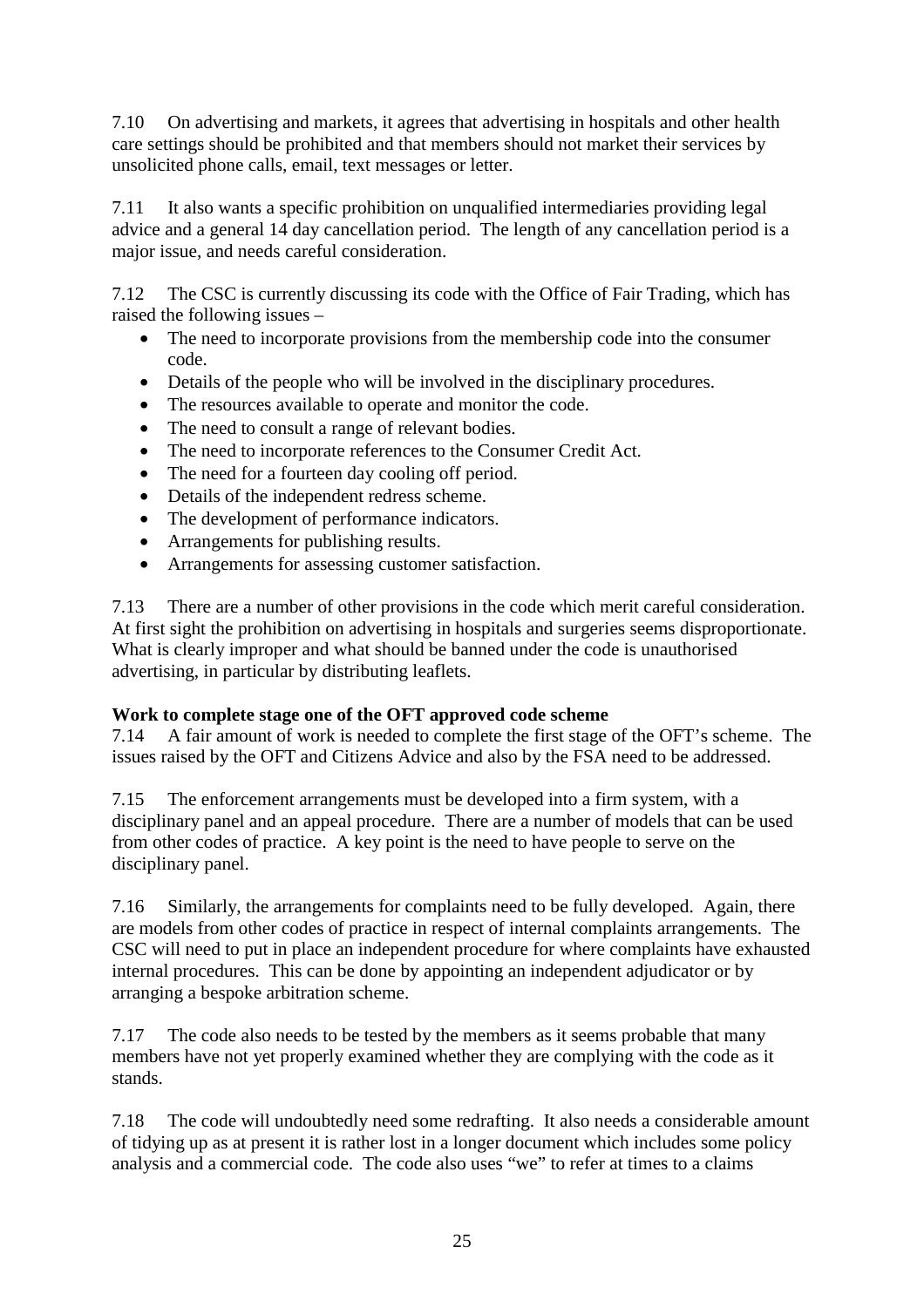7.10 On advertising and markets, it agrees that advertising in hospitals and other health care settings should be prohibited and that members should not market their services by unsolicited phone calls, email, text messages or letter.

7.11 It also wants a specific prohibition on unqualified intermediaries providing legal advice and a general 14 day cancellation period. The length of any cancellation period is a major issue, and needs careful consideration.

7.12 The CSC is currently discussing its code with the Office of Fair Trading, which has raised the following issues –

- The need to incorporate provisions from the membership code into the consumer code.
- Details of the people who will be involved in the disciplinary procedures.
- The resources available to operate and monitor the code.
- The need to consult a range of relevant bodies.
- The need to incorporate references to the Consumer Credit Act.
- The need for a fourteen day cooling off period.
- Details of the independent redress scheme.
- The development of performance indicators.
- Arrangements for publishing results.
- Arrangements for assessing customer satisfaction.

7.13 There are a number of other provisions in the code which merit careful consideration. At first sight the prohibition on advertising in hospitals and surgeries seems disproportionate. What is clearly improper and what should be banned under the code is unauthorised advertising, in particular by distributing leaflets.

**Work to complete stage one of the OFT approved code scheme**

7.14 A fair amount of work is needed to complete the first stage of the OFT's scheme. The issues raised by the OFT and Citizens Advice and also by the FSA need to be addressed.

7.15 The enforcement arrangements must be developed into a firm system, with a disciplinary panel and an appeal procedure. There are a number of models that can be used from other codes of practice. A key point is the need to have people to serve on the disciplinary panel.

7.16 Similarly, the arrangements for complaints need to be fully developed. Again, there are models from other codes of practice in respect of internal complaints arrangements. The CSC will need to put in place an independent procedure for where complaints have exhausted internal procedures. This can be done by appointing an independent adjudicator or by arranging a bespoke arbitration scheme.

7.17 The code also needs to be tested by the members as it seems probable that many members have not yet properly examined whether they are complying with the code as it stands.

7.18 The code will undoubtedly need some redrafting. It also needs a considerable amount of tidying up as at present it is rather lost in a longer document which includes some policy analysis and a commercial code. The code also uses "we" to refer at times to a claims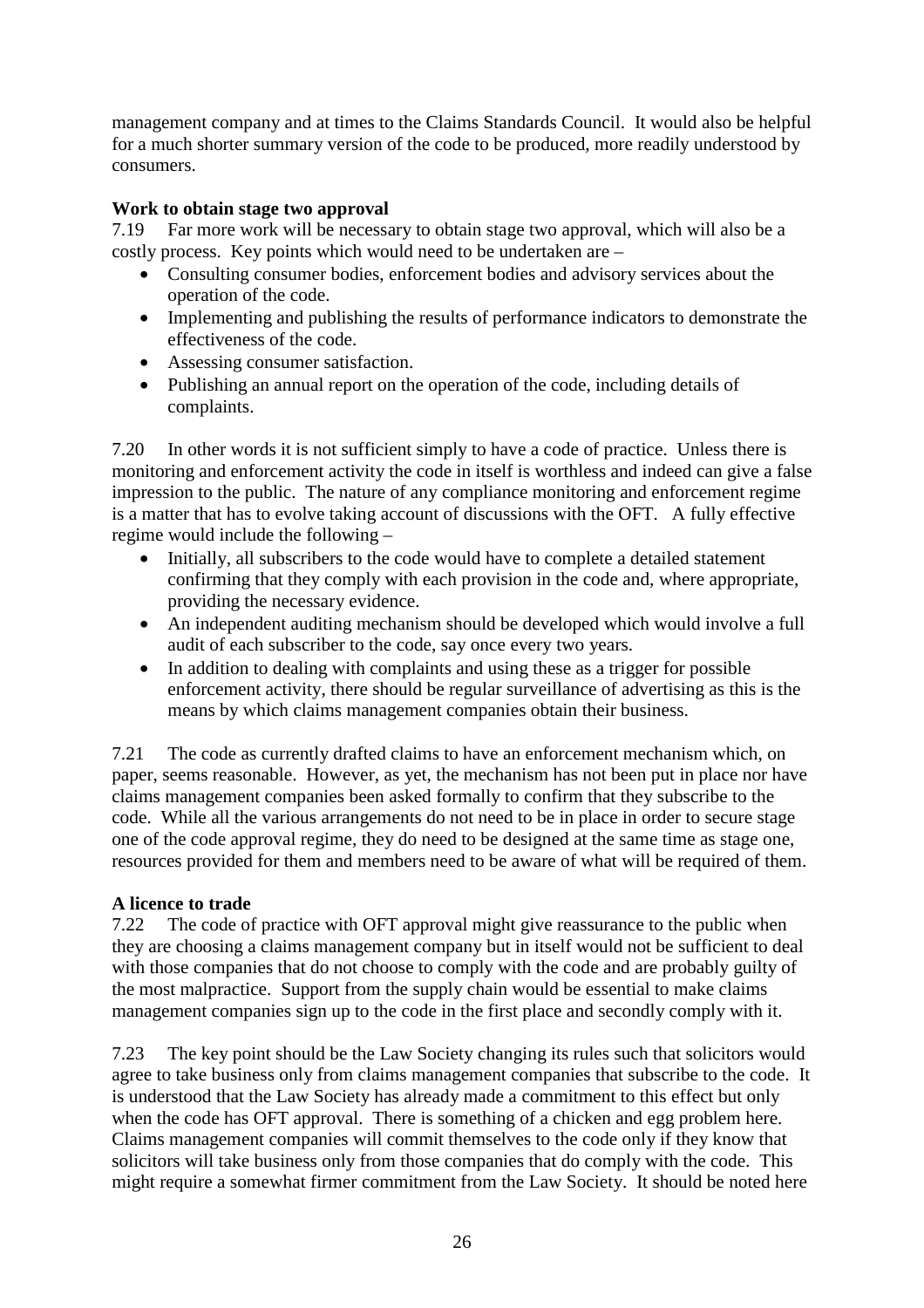management company and at times to the Claims Standards Council. It would also be helpful for a much shorter summary version of the code to be produced, more readily understood by consumers.

**Work to obtain stage two approval**

7.19 Far more work will be necessary to obtain stage two approval, which will also be a costly process. Key points which would need to be undertaken are –

- Consulting consumer bodies, enforcement bodies and advisory services about the operation of the code.
- Implementing and publishing the results of performance indicators to demonstrate the effectiveness of the code.
- Assessing consumer satisfaction.
- Publishing an annual report on the operation of the code, including details of complaints.

7.20 In other words it is not sufficient simply to have a code of practice. Unless there is monitoring and enforcement activity the code in itself is worthless and indeed can give a false impression to the public. The nature of any compliance monitoring and enforcement regime is a matter that has to evolve taking account of discussions with the OFT. A fully effective regime would include the following –

- Initially, all subscribers to the code would have to complete a detailed statement confirming that they comply with each provision in the code and, where appropriate, providing the necessary evidence.
- An independent auditing mechanism should be developed which would involve a full audit of each subscriber to the code, say once every two years.
- In addition to dealing with complaints and using these as a trigger for possible enforcement activity, there should be regular surveillance of advertising as this is the means by which claims management companies obtain their business.

7.21 The code as currently drafted claims to have an enforcement mechanism which, on paper, seems reasonable. However, as yet, the mechanism has not been put in place nor have claims management companies been asked formally to confirm that they subscribe to the code. While all the various arrangements do not need to be in place in order to secure stage one of the code approval regime, they do need to be designed at the same time as stage one, resources provided for them and members need to be aware of what will be required of them.

**A licence to trade**

7.22 The code of practice with OFT approval might give reassurance to the public when they are choosing a claims management company but in itself would not be sufficient to deal with those companies that do not choose to comply with the code and are probably guilty of the most malpractice. Support from the supply chain would be essential to make claims management companies sign up to the code in the first place and secondly comply with it.

7.23 The key point should be the Law Society changing its rules such that solicitors would agree to take business only from claims management companies that subscribe to the code. It is understood that the Law Society has already made a commitment to this effect but only when the code has OFT approval. There is something of a chicken and egg problem here. Claims management companies will commit themselves to the code only if they know that solicitors will take business only from those companies that do comply with the code. This might require a somewhat firmer commitment from the Law Society. It should be noted here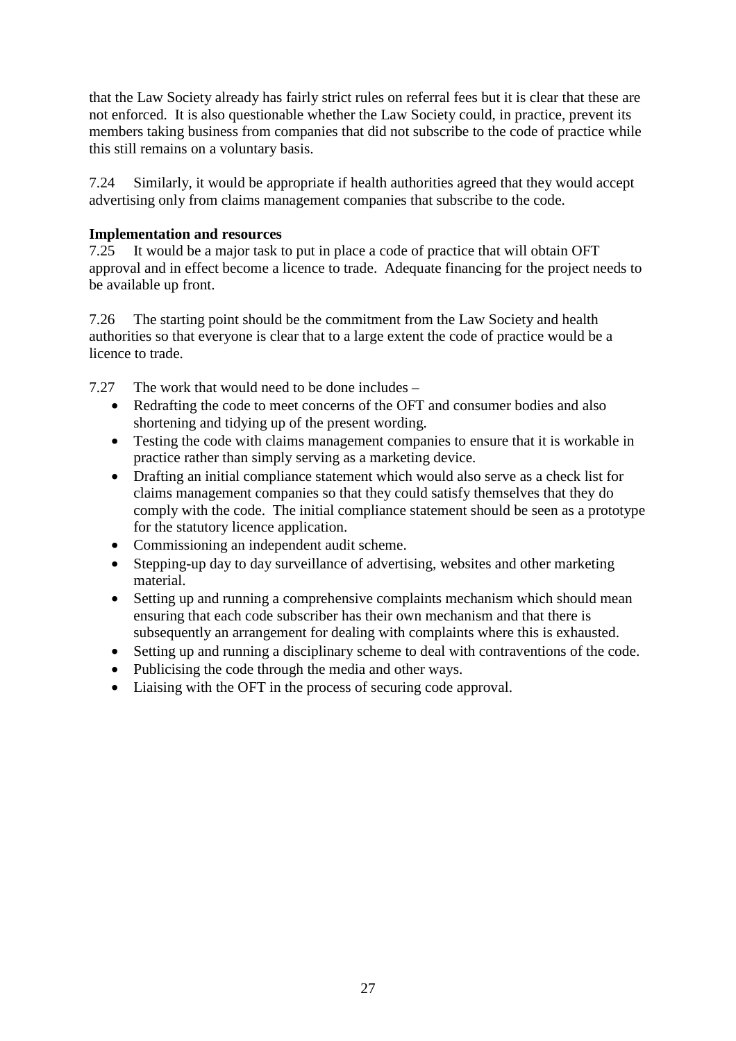that the Law Society already has fairly strict rules on referral fees but it is clear that these are not enforced. It is also questionable whether the Law Society could, in practice, prevent its members taking business from companies that did not subscribe to the code of practice while this still remains on a voluntary basis.

7.24 Similarly, it would be appropriate if health authorities agreed that they would accept advertising only from claims management companies that subscribe to the code.

**Implementation and resources**

7.25 It would be a major task to put in place a code of practice that will obtain OFT approval and in effect become a licence to trade. Adequate financing for the project needs to be available up front.

7.26 The starting point should be the commitment from the Law Society and health authorities so that everyone is clear that to a large extent the code of practice would be a licence to trade.

7.27 The work that would need to be done includes –

- Redrafting the code to meet concerns of the OFT and consumer bodies and also shortening and tidying up of the present wording.
- Testing the code with claims management companies to ensure that it is workable in practice rather than simply serving as a marketing device.
- Drafting an initial compliance statement which would also serve as a check list for claims management companies so that they could satisfy themselves that they do comply with the code. The initial compliance statement should be seen as a prototype for the statutory licence application.
- Commissioning an independent audit scheme.
- Stepping-up day to day surveillance of advertising, websites and other marketing material.
- Setting up and running a comprehensive complaints mechanism which should mean ensuring that each code subscriber has their own mechanism and that there is subsequently an arrangement for dealing with complaints where this is exhausted.
- Setting up and running a disciplinary scheme to deal with contraventions of the code.
- Publicising the code through the media and other ways.
- Liaising with the OFT in the process of securing code approval.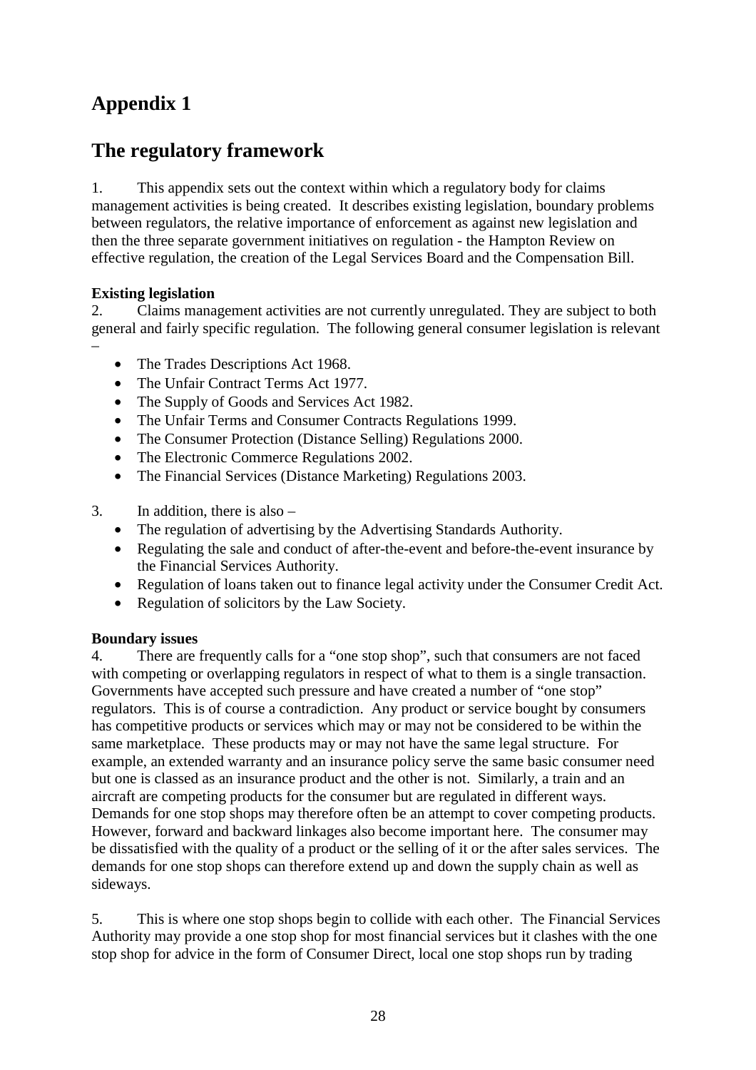# Appendix 1

## The regulatory framework

1. This appendix sets out the context within which a regulatory body for claims management activities is being created. It describes existing legislation, boundary problems between regulators, the relative importance of enforcement as against new legislation and then the three separate government initiatives on regulation - the Hampton Review on effective regulation, the creation of the Legal Services Board and the Compensation Bill.

**Existing legislation**

2. Claims management activities are not currently unregulated. They are subject to both general and fairly specific regulation. The following general consumer legislation is relevant –

- The Trades Descriptions Act 1968.
- The Unfair Contract Terms Act 1977.
- The Supply of Goods and Services Act 1982.
- The Unfair Terms and Consumer Contracts Regulations 1999.
- The Consumer Protection (Distance Selling) Regulations 2000.
- The Electronic Commerce Regulations 2002.
- The Financial Services (Distance Marketing) Regulations 2003.

3. In addition, there is also –

- The regulation of advertising by the Advertising Standards Authority.
- Regulating the sale and conduct of after-the-event and before-the-event insurance by the Financial Services Authority.
- Regulation of loans taken out to finance legal activity under the Consumer Credit Act.
- Regulation of solicitors by the Law Society.

**Boundary issues**

4. There are frequently calls for a "one stop shop", such that consumers are not faced with competing or overlapping regulators in respect of what to them is a single transaction. Governments have accepted such pressure and have created a number of "one stop" regulators. This is of course a contradiction. Any product or service bought by consumers has competitive products or services which may or may not be considered to be within the same marketplace. These products may or may not have the same legal structure. For example, an extended warranty and an insurance policy serve the same basic consumer need but one is classed as an insurance product and the other is not. Similarly, a train and an aircraft are competing products for the consumer but are regulated in different ways. Demands for one stop shops may therefore often be an attempt to cover competing products. However, forward and backward linkages also become important here. The consumer may be dissatisfied with the quality of a product or the selling of it or the after sales services. The demands for one stop shops can therefore extend up and down the supply chain as well as sideways.

5. This is where one stop shops begin to collide with each other. The Financial Services Authority may provide a one stop shop for most financial services but it clashes with the one stop shop for advice in the form of Consumer Direct, local one stop shops run by trading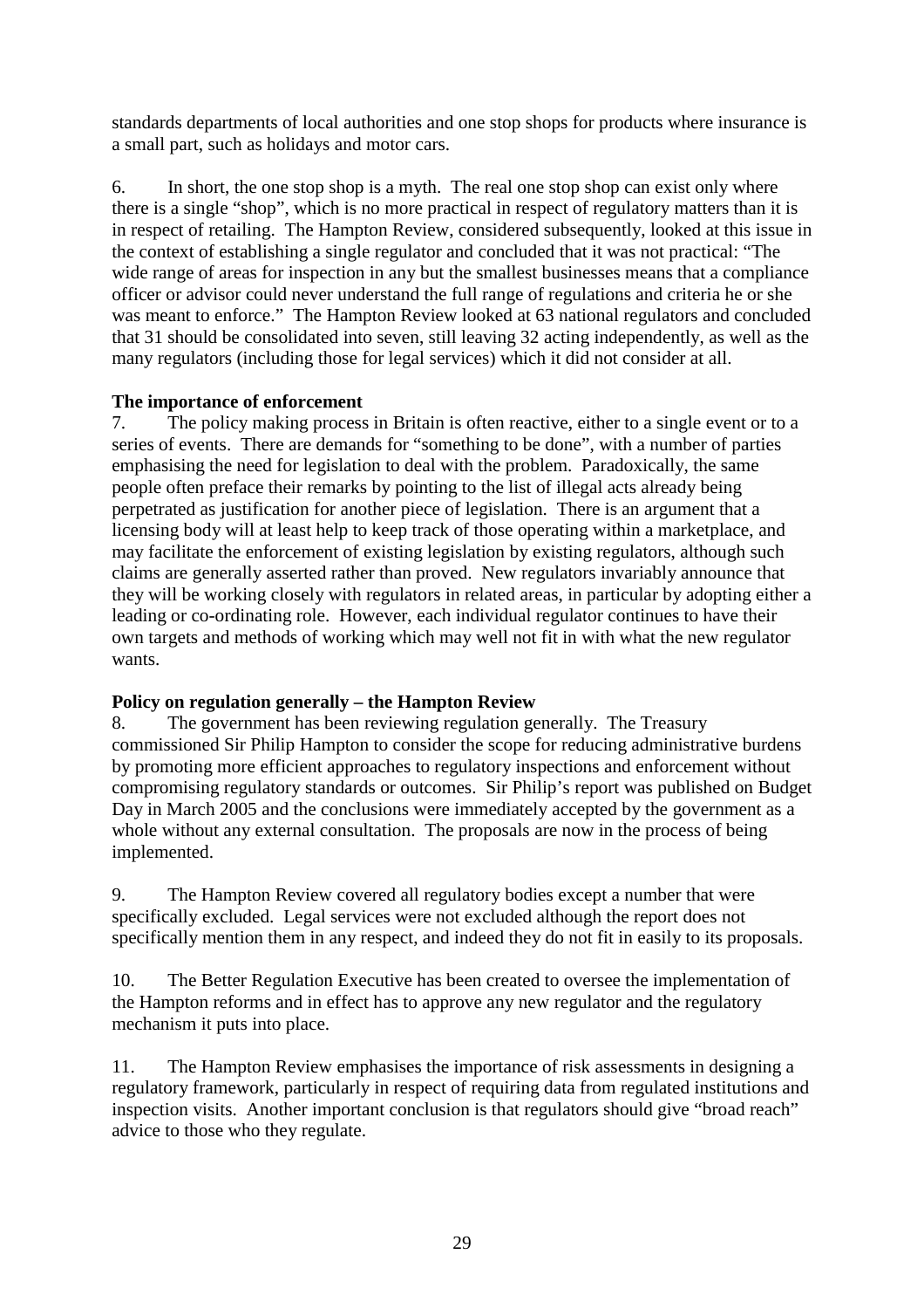standards departments of local authorities and one stop shops for products where insurance is a small part, such as holidays and motor cars.

6. In short, the one stop shop is a myth. The real one stop shop can exist only where there is a single "shop", which is no more practical in respect of regulatory matters than it is in respect of retailing. The Hampton Review, considered subsequently, looked at this issue in the context of establishing a single regulator and concluded that it was not practical: "The wide range of areas for inspection in any but the smallest businesses means that a compliance officer or advisor could never understand the full range of regulations and criteria he or she was meant to enforce." The Hampton Review looked at 63 national regulators and concluded that 31 should be consolidated into seven, still leaving 32 acting independently, as well as the many regulators (including those for legal services) which it did not consider at all.

**The importance of enforcement**

7. The policy making process in Britain is often reactive, either to a single event or to a series of events. There are demands for "something to be done", with a number of parties emphasising the need for legislation to deal with the problem. Paradoxically, the same people often preface their remarks by pointing to the list of illegal acts already being perpetrated as justification for another piece of legislation. There is an argument that a licensing body will at least help to keep track of those operating within a marketplace, and may facilitate the enforcement of existing legislation by existing regulators, although such claims are generally asserted rather than proved. New regulators invariably announce that they will be working closely with regulators in related areas, in particular by adopting either a leading or co-ordinating role. However, each individual regulator continues to have their own targets and methods of working which may well not fit in with what the new regulator wants.

**Policy on regulation generally – the Hampton Review**

8. The government has been reviewing regulation generally. The Treasury commissioned Sir Philip Hampton to consider the scope for reducing administrative burdens by promoting more efficient approaches to regulatory inspections and enforcement without compromising regulatory standards or outcomes. Sir Philip's report was published on Budget Day in March 2005 and the conclusions were immediately accepted by the government as a whole without any external consultation. The proposals are now in the process of being implemented.

9. The Hampton Review covered all regulatory bodies except a number that were specifically excluded. Legal services were not excluded although the report does not specifically mention them in any respect, and indeed they do not fit in easily to its proposals.

10. The Better Regulation Executive has been created to oversee the implementation of the Hampton reforms and in effect has to approve any new regulator and the regulatory mechanism it puts into place.

11. The Hampton Review emphasises the importance of risk assessments in designing a regulatory framework, particularly in respect of requiring data from regulated institutions and inspection visits. Another important conclusion is that regulators should give "broad reach" advice to those who they regulate.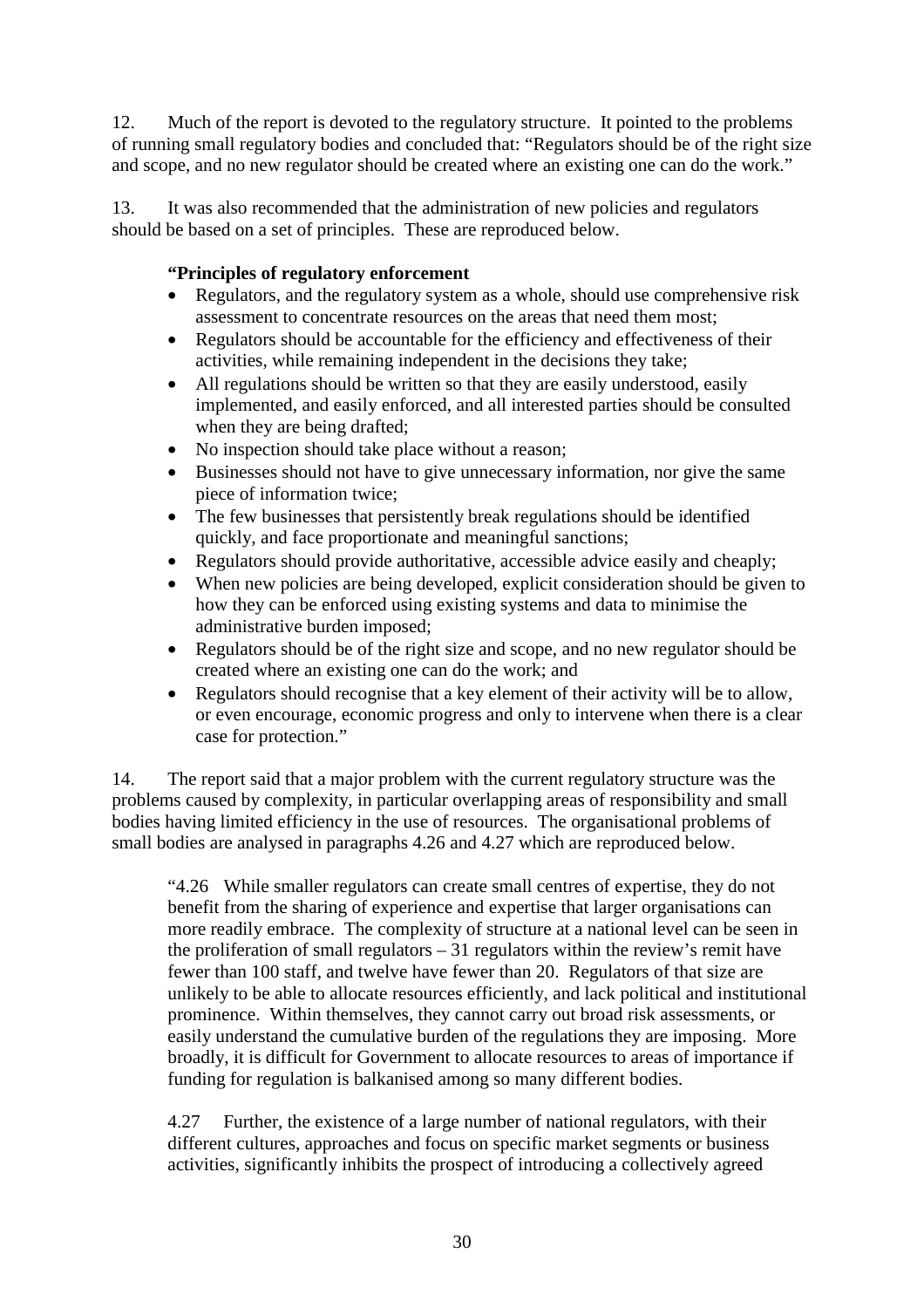12. Much of the report is devoted to the regulatory structure. It pointed to the problems of running small regulatory bodies and concluded that: "Regulators should be of the right size and scope, and no new regulator should be created where an existing one can do the work."

13. It was also recommended that the administration of new policies and regulators should be based on a set of principles. These are reproduced below.

> **"Principles of regulatory enforcement**
>
> - Regulators, and the regulatory system as a whole, should use comprehensive risk assessment to concentrate resources on the areas that need them most;
> - Regulators should be accountable for the efficiency and effectiveness of their activities, while remaining independent in the decisions they take;
> - All regulations should be written so that they are easily understood, easily implemented, and easily enforced, and all interested parties should be consulted when they are being drafted;
> - No inspection should take place without a reason;
> - Businesses should not have to give unnecessary information, nor give the same piece of information twice;
> - The few businesses that persistently break regulations should be identified quickly, and face proportionate and meaningful sanctions;
> - Regulators should provide authoritative, accessible advice easily and cheaply;
> - When new policies are being developed, explicit consideration should be given to how they can be enforced using existing systems and data to minimise the administrative burden imposed;
> - Regulators should be of the right size and scope, and no new regulator should be created where an existing one can do the work; and
> - Regulators should recognise that a key element of their activity will be to allow, or even encourage, economic progress and only to intervene when there is a clear case for protection."

14. The report said that a major problem with the current regulatory structure was the problems caused by complexity, in particular overlapping areas of responsibility and small bodies having limited efficiency in the use of resources. The organisational problems of small bodies are analysed in paragraphs 4.26 and 4.27 which are reproduced below.

> "4.26 While smaller regulators can create small centres of expertise, they do not benefit from the sharing of experience and expertise that larger organisations can more readily embrace. The complexity of structure at a national level can be seen in the proliferation of small regulators – 31 regulators within the review's remit have fewer than 100 staff, and twelve have fewer than 20. Regulators of that size are unlikely to be able to allocate resources efficiently, and lack political and institutional prominence. Within themselves, they cannot carry out broad risk assessments, or easily understand the cumulative burden of the regulations they are imposing. More broadly, it is difficult for Government to allocate resources to areas of importance if funding for regulation is balkanised among so many different bodies.
>
> 4.27 Further, the existence of a large number of national regulators, with their different cultures, approaches and focus on specific market segments or business activities, significantly inhibits the prospect of introducing a collectively agreed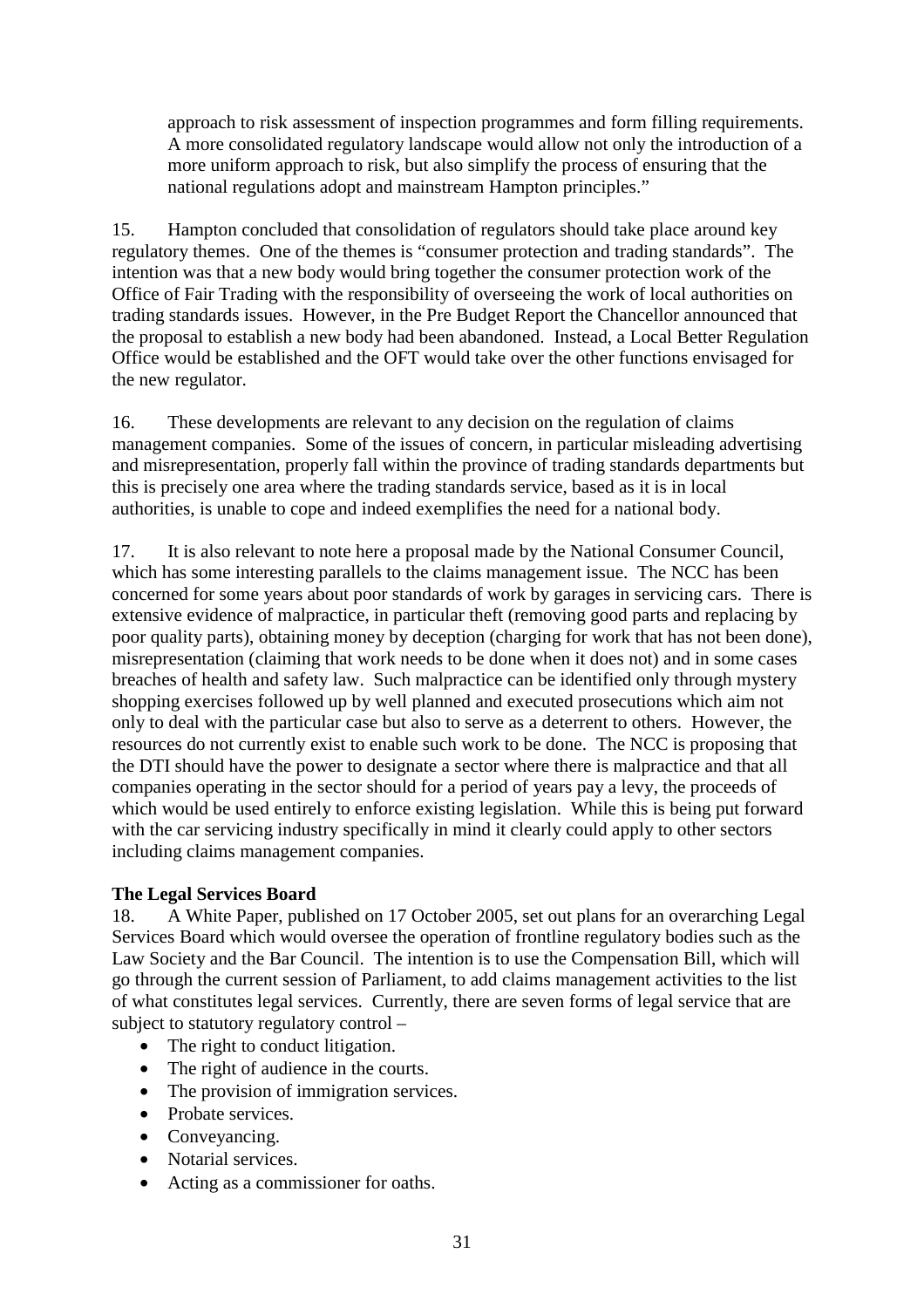approach to risk assessment of inspection programmes and form filling requirements. A more consolidated regulatory landscape would allow not only the introduction of a more uniform approach to risk, but also simplify the process of ensuring that the national regulations adopt and mainstream Hampton principles."

15. Hampton concluded that consolidation of regulators should take place around key regulatory themes. One of the themes is "consumer protection and trading standards". The intention was that a new body would bring together the consumer protection work of the Office of Fair Trading with the responsibility of overseeing the work of local authorities on trading standards issues. However, in the Pre Budget Report the Chancellor announced that the proposal to establish a new body had been abandoned. Instead, a Local Better Regulation Office would be established and the OFT would take over the other functions envisaged for the new regulator.

16. These developments are relevant to any decision on the regulation of claims management companies. Some of the issues of concern, in particular misleading advertising and misrepresentation, properly fall within the province of trading standards departments but this is precisely one area where the trading standards service, based as it is in local authorities, is unable to cope and indeed exemplifies the need for a national body.

17. It is also relevant to note here a proposal made by the National Consumer Council, which has some interesting parallels to the claims management issue. The NCC has been concerned for some years about poor standards of work by garages in servicing cars. There is extensive evidence of malpractice, in particular theft (removing good parts and replacing by poor quality parts), obtaining money by deception (charging for work that has not been done), misrepresentation (claiming that work needs to be done when it does not) and in some cases breaches of health and safety law. Such malpractice can be identified only through mystery shopping exercises followed up by well planned and executed prosecutions which aim not only to deal with the particular case but also to serve as a deterrent to others. However, the resources do not currently exist to enable such work to be done. The NCC is proposing that the DTI should have the power to designate a sector where there is malpractice and that all companies operating in the sector should for a period of years pay a levy, the proceeds of which would be used entirely to enforce existing legislation. While this is being put forward with the car servicing industry specifically in mind it clearly could apply to other sectors including claims management companies.

**The Legal Services Board**

18. A White Paper, published on 17 October 2005, set out plans for an overarching Legal Services Board which would oversee the operation of frontline regulatory bodies such as the Law Society and the Bar Council. The intention is to use the Compensation Bill, which will go through the current session of Parliament, to add claims management activities to the list of what constitutes legal services. Currently, there are seven forms of legal service that are subject to statutory regulatory control –

- The right to conduct litigation.
- The right of audience in the courts.
- The provision of immigration services.
- Probate services.
- Conveyancing.
- Notarial services.
- Acting as a commissioner for oaths.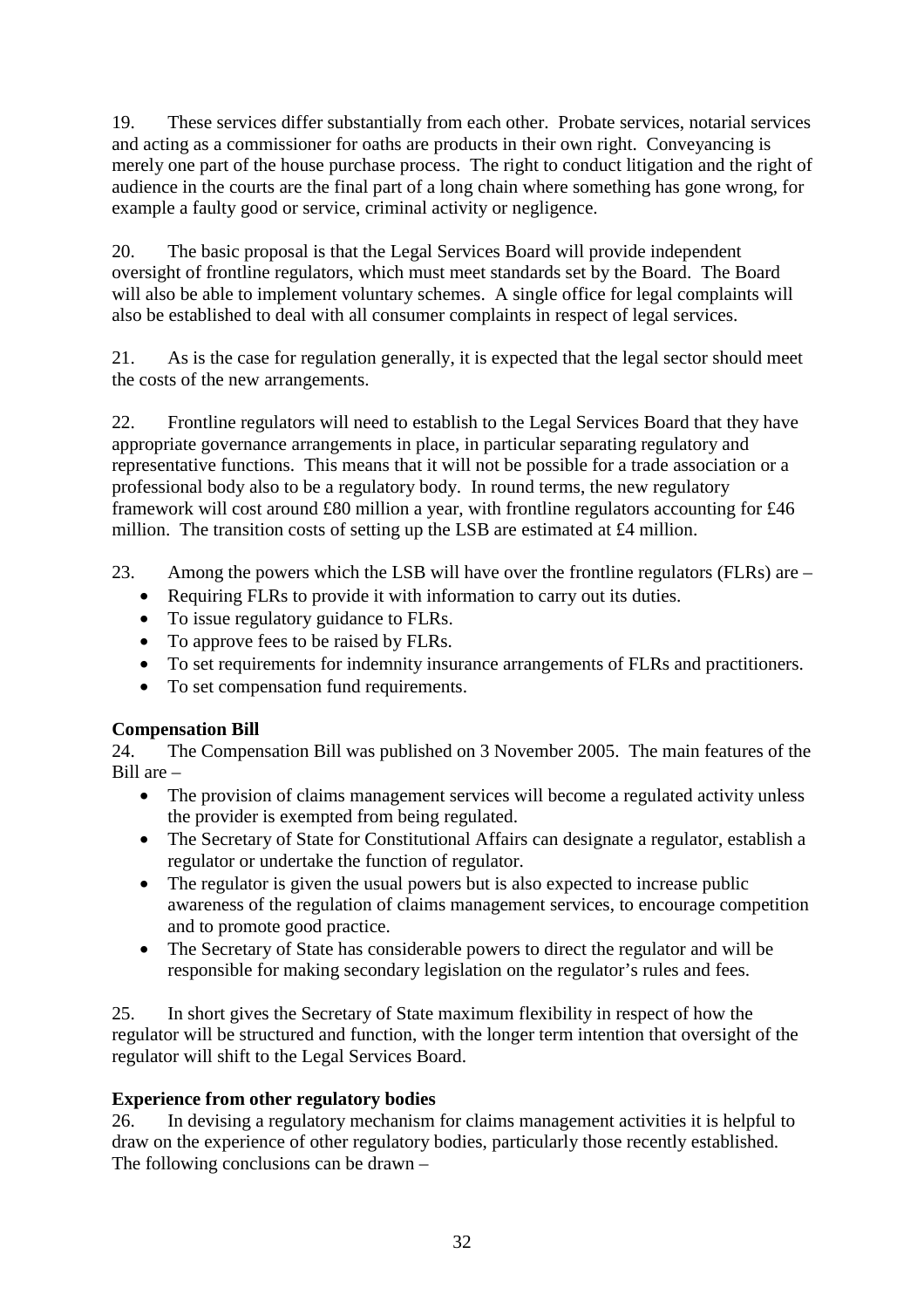19. These services differ substantially from each other. Probate services, notarial services and acting as a commissioner for oaths are products in their own right. Conveyancing is merely one part of the house purchase process. The right to conduct litigation and the right of audience in the courts are the final part of a long chain where something has gone wrong, for example a faulty good or service, criminal activity or negligence.

20. The basic proposal is that the Legal Services Board will provide independent oversight of frontline regulators, which must meet standards set by the Board. The Board will also be able to implement voluntary schemes. A single office for legal complaints will also be established to deal with all consumer complaints in respect of legal services.

21. As is the case for regulation generally, it is expected that the legal sector should meet the costs of the new arrangements.

22. Frontline regulators will need to establish to the Legal Services Board that they have appropriate governance arrangements in place, in particular separating regulatory and representative functions. This means that it will not be possible for a trade association or a professional body also to be a regulatory body. In round terms, the new regulatory framework will cost around £80 million a year, with frontline regulators accounting for £46 million. The transition costs of setting up the LSB are estimated at £4 million.

23. Among the powers which the LSB will have over the frontline regulators (FLRs) are –

- Requiring FLRs to provide it with information to carry out its duties.
- To issue regulatory guidance to FLRs.
- To approve fees to be raised by FLRs.
- To set requirements for indemnity insurance arrangements of FLRs and practitioners.
- To set compensation fund requirements.

**Compensation Bill**

24. The Compensation Bill was published on 3 November 2005. The main features of the Bill are –

- The provision of claims management services will become a regulated activity unless the provider is exempted from being regulated.
- The Secretary of State for Constitutional Affairs can designate a regulator, establish a regulator or undertake the function of regulator.
- The regulator is given the usual powers but is also expected to increase public awareness of the regulation of claims management services, to encourage competition and to promote good practice.
- The Secretary of State has considerable powers to direct the regulator and will be responsible for making secondary legislation on the regulator's rules and fees.

25. In short gives the Secretary of State maximum flexibility in respect of how the regulator will be structured and function, with the longer term intention that oversight of the regulator will shift to the Legal Services Board.

**Experience from other regulatory bodies**

26. In devising a regulatory mechanism for claims management activities it is helpful to draw on the experience of other regulatory bodies, particularly those recently established. The following conclusions can be drawn –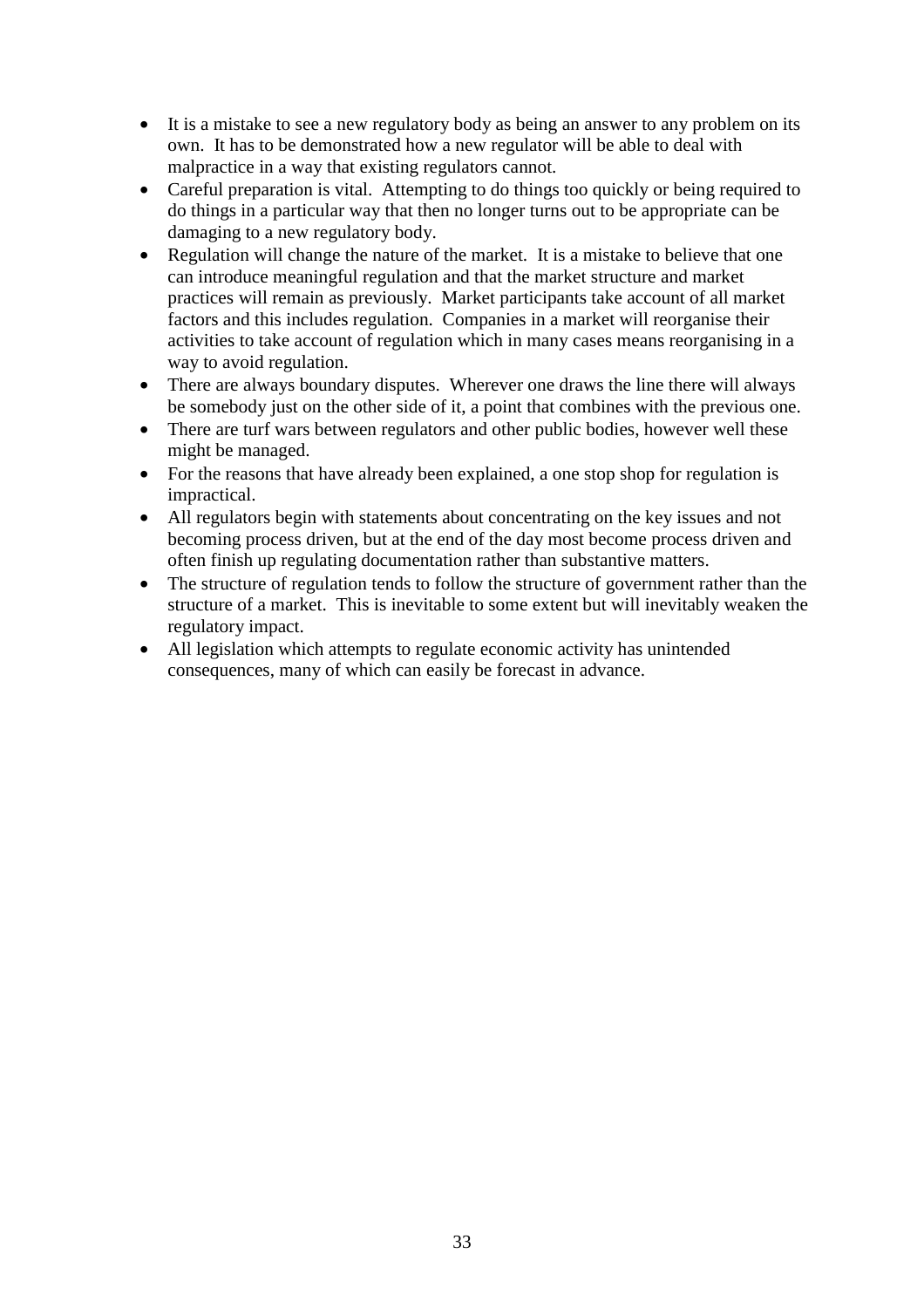- It is a mistake to see a new regulatory body as being an answer to any problem on its own. It has to be demonstrated how a new regulator will be able to deal with malpractice in a way that existing regulators cannot.
- Careful preparation is vital. Attempting to do things too quickly or being required to do things in a particular way that then no longer turns out to be appropriate can be damaging to a new regulatory body.
- Regulation will change the nature of the market. It is a mistake to believe that one can introduce meaningful regulation and that the market structure and market practices will remain as previously. Market participants take account of all market factors and this includes regulation. Companies in a market will reorganise their activities to take account of regulation which in many cases means reorganising in a way to avoid regulation.
- There are always boundary disputes. Wherever one draws the line there will always be somebody just on the other side of it, a point that combines with the previous one.
- There are turf wars between regulators and other public bodies, however well these might be managed.
- For the reasons that have already been explained, a one stop shop for regulation is impractical.
- All regulators begin with statements about concentrating on the key issues and not becoming process driven, but at the end of the day most become process driven and often finish up regulating documentation rather than substantive matters.
- The structure of regulation tends to follow the structure of government rather than the structure of a market. This is inevitable to some extent but will inevitably weaken the regulatory impact.
- All legislation which attempts to regulate economic activity has unintended consequences, many of which can easily be forecast in advance.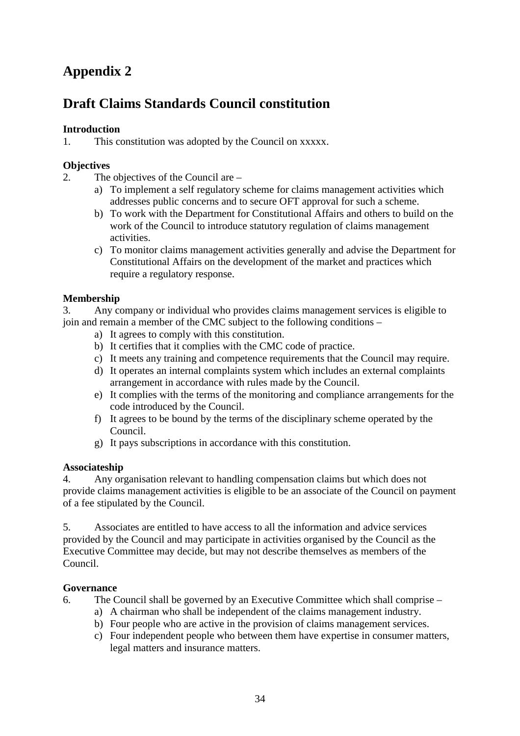# Appendix 2

# Draft Claims Standards Council constitution

**Introduction**

1. This constitution was adopted by the Council on xxxxx.

**Objectives**

2. The objectives of the Council are –
   a) To implement a self regulatory scheme for claims management activities which addresses public concerns and to secure OFT approval for such a scheme.
   b) To work with the Department for Constitutional Affairs and others to build on the work of the Council to introduce statutory regulation of claims management activities.
   c) To monitor claims management activities generally and advise the Department for Constitutional Affairs on the development of the market and practices which require a regulatory response.

**Membership**

3. Any company or individual who provides claims management services is eligible to join and remain a member of the CMC subject to the following conditions –
   a) It agrees to comply with this constitution.
   b) It certifies that it complies with the CMC code of practice.
   c) It meets any training and competence requirements that the Council may require.
   d) It operates an internal complaints system which includes an external complaints arrangement in accordance with rules made by the Council.
   e) It complies with the terms of the monitoring and compliance arrangements for the code introduced by the Council.
   f) It agrees to be bound by the terms of the disciplinary scheme operated by the Council.
   g) It pays subscriptions in accordance with this constitution.

**Associateship**

4. Any organisation relevant to handling compensation claims but which does not provide claims management activities is eligible to be an associate of the Council on payment of a fee stipulated by the Council.

5. Associates are entitled to have access to all the information and advice services provided by the Council and may participate in activities organised by the Council as the Executive Committee may decide, but may not describe themselves as members of the Council.

**Governance**

6. The Council shall be governed by an Executive Committee which shall comprise –
   a) A chairman who shall be independent of the claims management industry.
   b) Four people who are active in the provision of claims management services.
   c) Four independent people who between them have expertise in consumer matters, legal matters and insurance matters.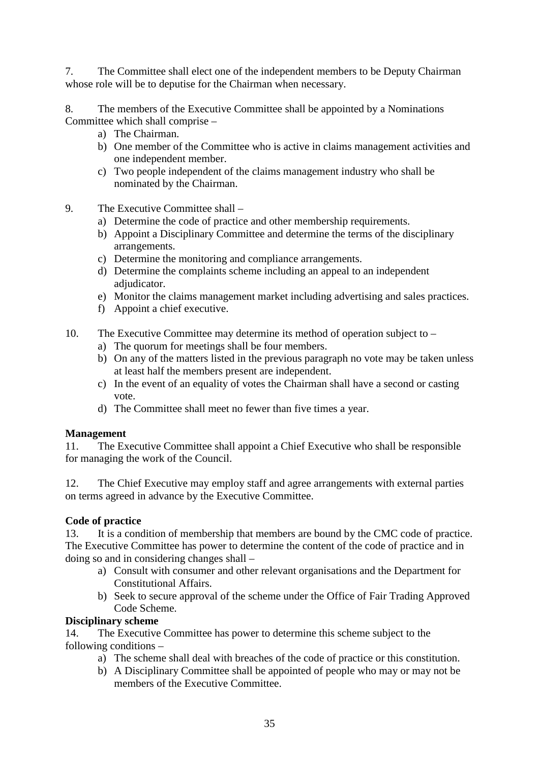7. The Committee shall elect one of the independent members to be Deputy Chairman whose role will be to deputise for the Chairman when necessary.

8. The members of the Executive Committee shall be appointed by a Nominations Committee which shall comprise –

a) The Chairman.
b) One member of the Committee who is active in claims management activities and one independent member.
c) Two people independent of the claims management industry who shall be nominated by the Chairman.

9. The Executive Committee shall –

a) Determine the code of practice and other membership requirements.
b) Appoint a Disciplinary Committee and determine the terms of the disciplinary arrangements.
c) Determine the monitoring and compliance arrangements.
d) Determine the complaints scheme including an appeal to an independent adjudicator.
e) Monitor the claims management market including advertising and sales practices.
f) Appoint a chief executive.

10. The Executive Committee may determine its method of operation subject to –

a) The quorum for meetings shall be four members.
b) On any of the matters listed in the previous paragraph no vote may be taken unless at least half the members present are independent.
c) In the event of an equality of votes the Chairman shall have a second or casting vote.
d) The Committee shall meet no fewer than five times a year.

**Management**

11. The Executive Committee shall appoint a Chief Executive who shall be responsible for managing the work of the Council.

12. The Chief Executive may employ staff and agree arrangements with external parties on terms agreed in advance by the Executive Committee.

**Code of practice**

13. It is a condition of membership that members are bound by the CMC code of practice. The Executive Committee has power to determine the content of the code of practice and in doing so and in considering changes shall –

a) Consult with consumer and other relevant organisations and the Department for Constitutional Affairs.
b) Seek to secure approval of the scheme under the Office of Fair Trading Approved Code Scheme.

**Disciplinary scheme**

14. The Executive Committee has power to determine this scheme subject to the following conditions –

a) The scheme shall deal with breaches of the code of practice or this constitution.
b) A Disciplinary Committee shall be appointed of people who may or may not be members of the Executive Committee.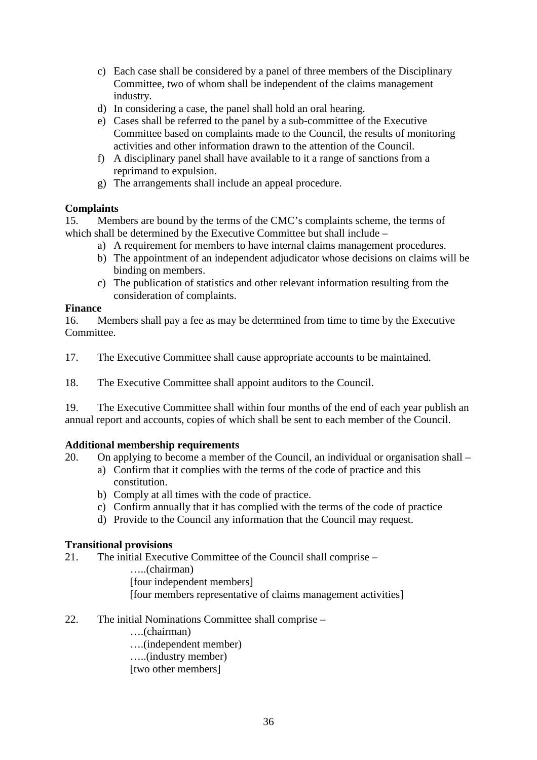c) Each case shall be considered by a panel of three members of the Disciplinary Committee, two of whom shall be independent of the claims management industry.
d) In considering a case, the panel shall hold an oral hearing.
e) Cases shall be referred to the panel by a sub-committee of the Executive Committee based on complaints made to the Council, the results of monitoring activities and other information drawn to the attention of the Council.
f) A disciplinary panel shall have available to it a range of sanctions from a reprimand to expulsion.
g) The arrangements shall include an appeal procedure.

**Complaints**

15. Members are bound by the terms of the CMC's complaints scheme, the terms of which shall be determined by the Executive Committee but shall include –

a) A requirement for members to have internal claims management procedures.
b) The appointment of an independent adjudicator whose decisions on claims will be binding on members.
c) The publication of statistics and other relevant information resulting from the consideration of complaints.

**Finance**

16. Members shall pay a fee as may be determined from time to time by the Executive Committee.

17. The Executive Committee shall cause appropriate accounts to be maintained.

18. The Executive Committee shall appoint auditors to the Council.

19. The Executive Committee shall within four months of the end of each year publish an annual report and accounts, copies of which shall be sent to each member of the Council.

**Additional membership requirements**

20. On applying to become a member of the Council, an individual or organisation shall –

a) Confirm that it complies with the terms of the code of practice and this constitution.
b) Comply at all times with the code of practice.
c) Confirm annually that it has complied with the terms of the code of practice
d) Provide to the Council any information that the Council may request.

**Transitional provisions**

21. The initial Executive Committee of the Council shall comprise –

…..(chairman)
[four independent members]
[four members representative of claims management activities]

22. The initial Nominations Committee shall comprise –

….(chairman)
….(independent member)
…..(industry member)
[two other members]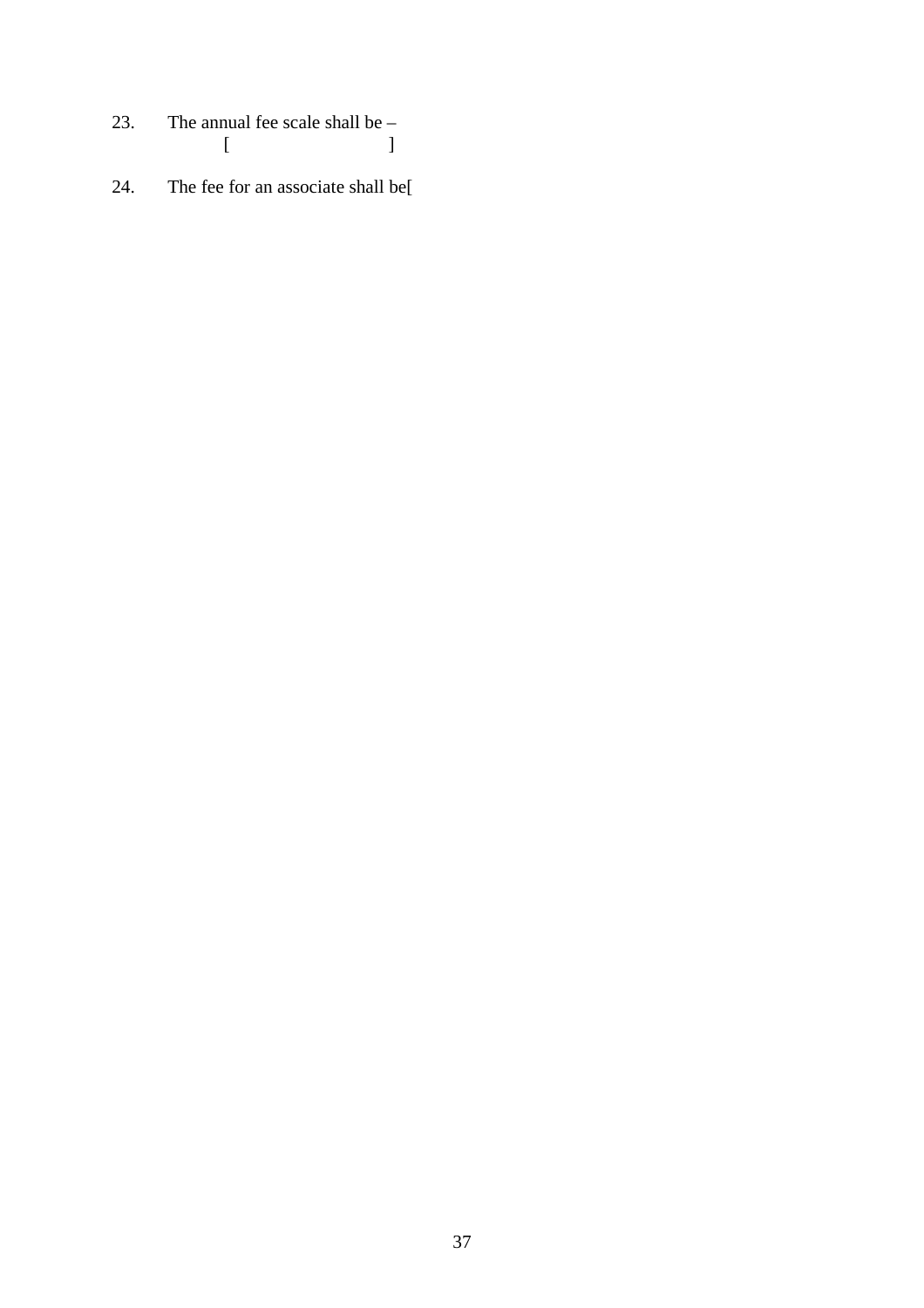23. The annual fee scale shall be –
    [                    ]

24. The fee for an associate shall be[